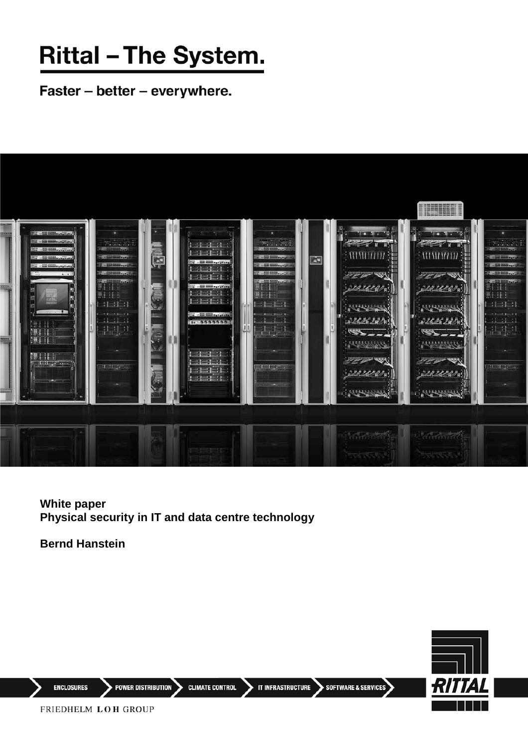# Rittal – The System.

**Faster – better – everywhere.**

**White paper**
**Physical security in IT and data centre technology**

**Bernd Hanstein**

ENCLOSURES | POWER DISTRIBUTION | CLIMATE CONTROL | IT INFRASTRUCTURE | SOFTWARE & SERVICES

FRIEDHELM LOH GROUP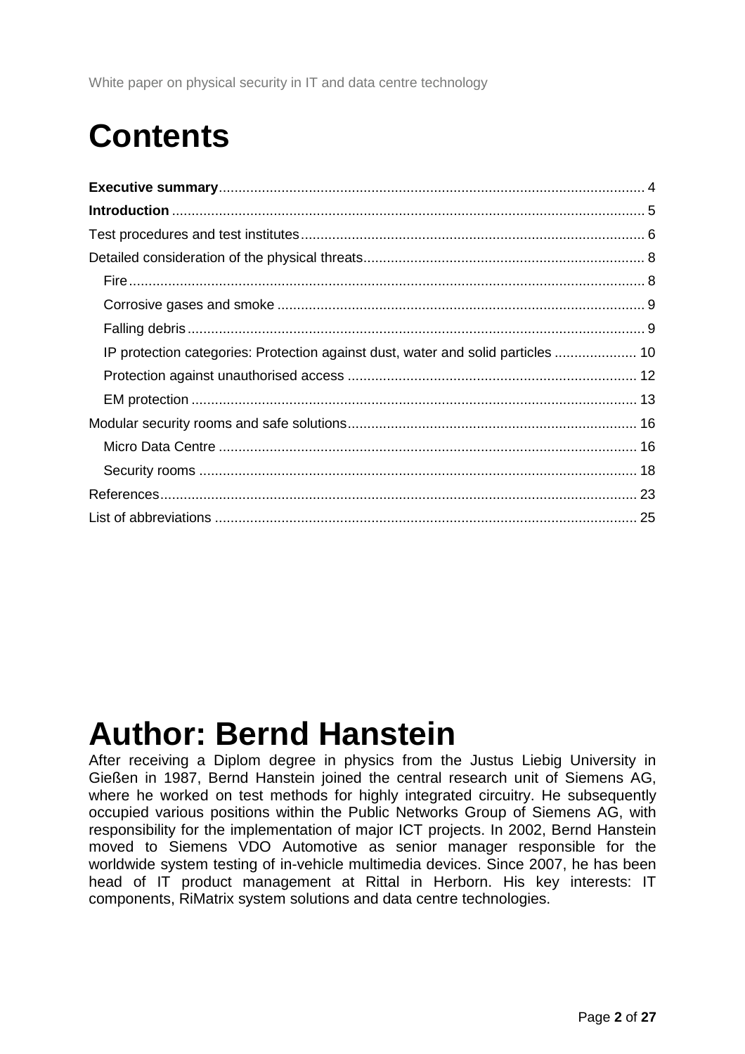# Contents

**Executive summary** .......... 4
**Introduction** .......... 5
Test procedures and test institutes .......... 6
Detailed consideration of the physical threats .......... 8
  Fire .......... 8
  Corrosive gases and smoke .......... 9
  Falling debris .......... 9
  IP protection categories: Protection against dust, water and solid particles .......... 10
  Protection against unauthorised access .......... 12
  EM protection .......... 13
Modular security rooms and safe solutions .......... 16
  Micro Data Centre .......... 16
  Security rooms .......... 18
References .......... 23
List of abbreviations .......... 25

# Author: Bernd Hanstein

After receiving a Diplom degree in physics from the Justus Liebig University in Gießen in 1987, Bernd Hanstein joined the central research unit of Siemens AG, where he worked on test methods for highly integrated circuitry. He subsequently occupied various positions within the Public Networks Group of Siemens AG, with responsibility for the implementation of major ICT projects. In 2002, Bernd Hanstein moved to Siemens VDO Automotive as senior manager responsible for the worldwide system testing of in-vehicle multimedia devices. Since 2007, he has been head of IT product management at Rittal in Herborn. His key interests: IT components, RiMatrix system solutions and data centre technologies.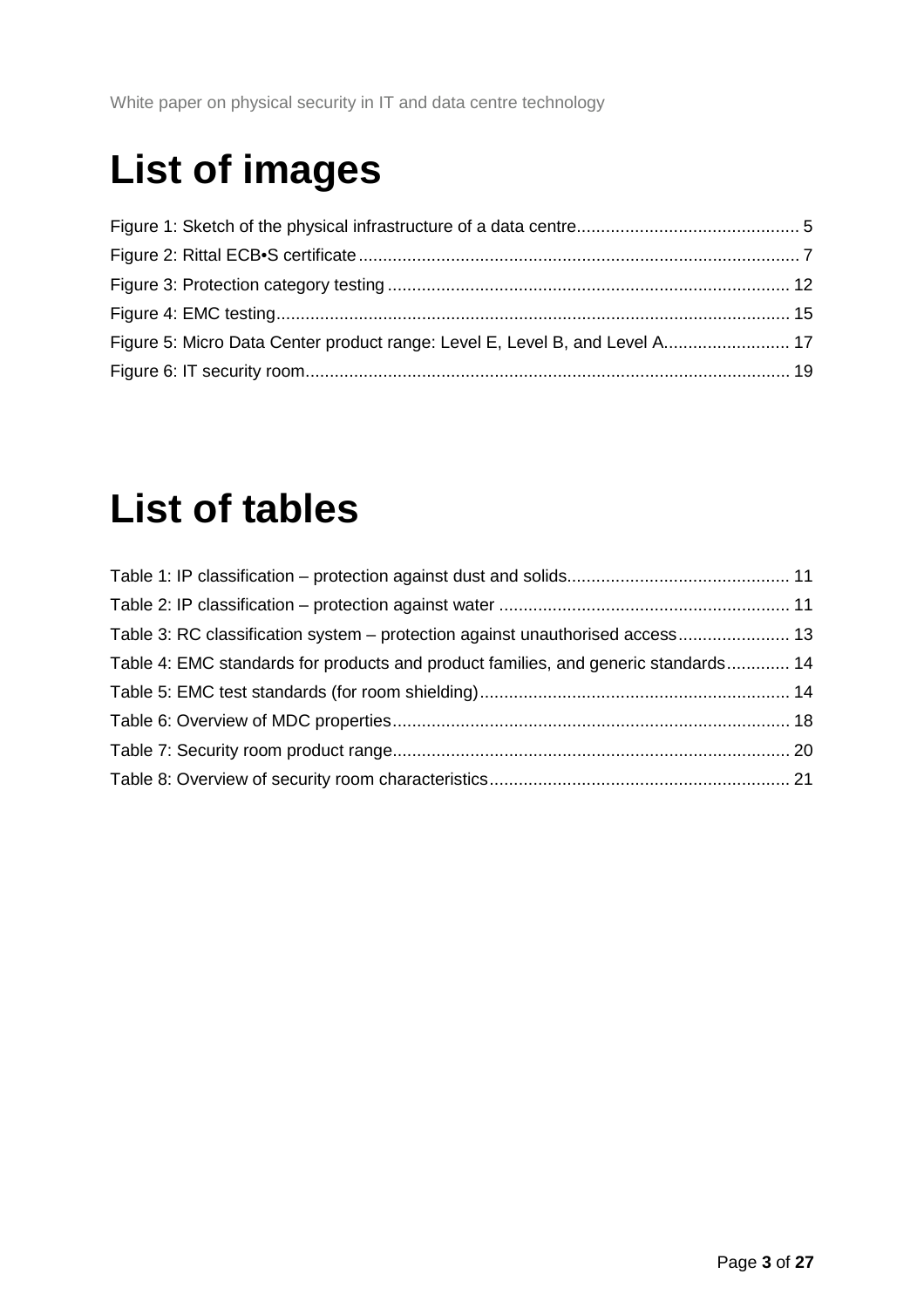# List of images

Figure 1: Sketch of the physical infrastructure of a data centre............................................. 5
Figure 2: Rittal ECB•S certificate.......................................................................................... 7
Figure 3: Protection category testing .................................................................................. 12
Figure 4: EMC testing......................................................................................................... 15
Figure 5: Micro Data Center product range: Level E, Level B, and Level A.......................... 17
Figure 6: IT security room................................................................................................... 19

# List of tables

Table 1: IP classification – protection against dust and solids............................................. 11
Table 2: IP classification – protection against water ............................................................ 11
Table 3: RC classification system – protection against unauthorised access....................... 13
Table 4: EMC standards for products and product families, and generic standards............. 14
Table 5: EMC test standards (for room shielding)................................................................ 14
Table 6: Overview of MDC properties................................................................................. 18
Table 7: Security room product range.................................................................................. 20
Table 8: Overview of security room characteristics............................................................. 21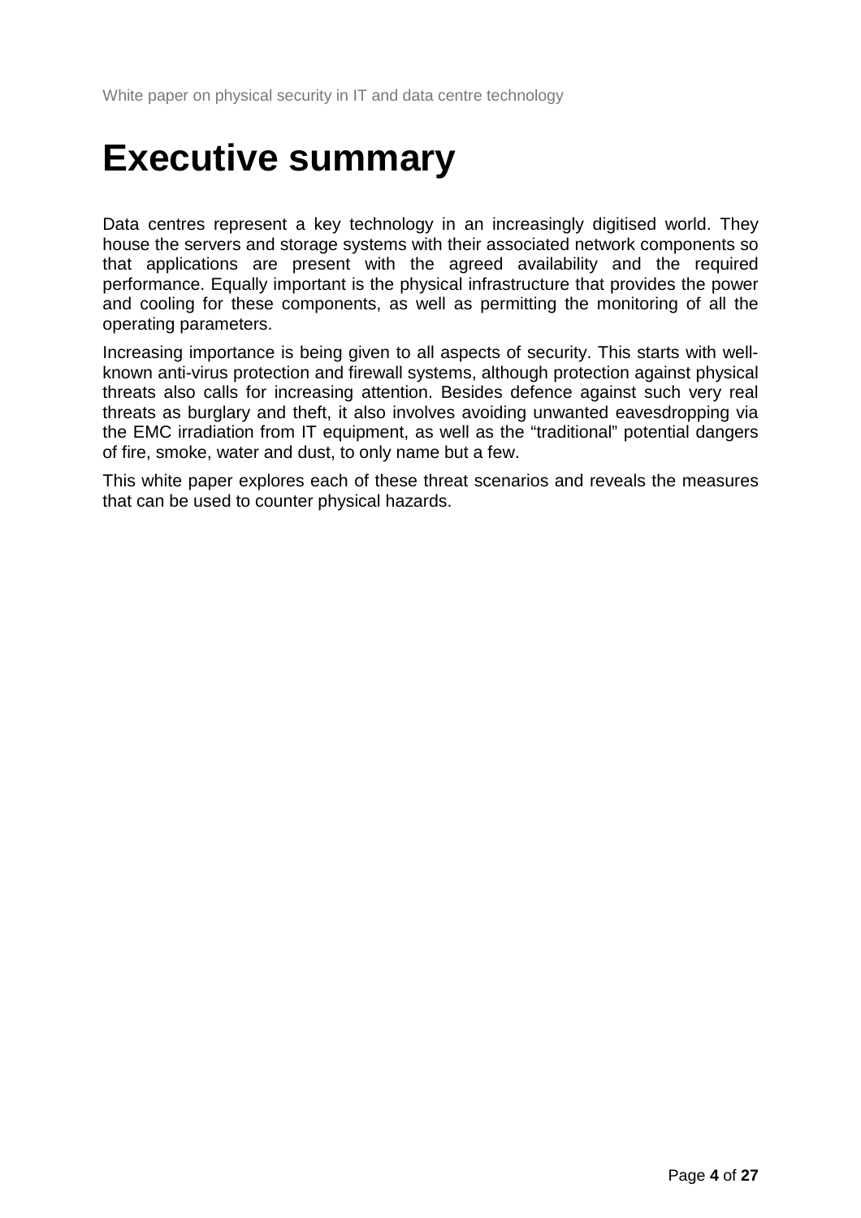# Executive summary

Data centres represent a key technology in an increasingly digitised world. They house the servers and storage systems with their associated network components so that applications are present with the agreed availability and the required performance. Equally important is the physical infrastructure that provides the power and cooling for these components, as well as permitting the monitoring of all the operating parameters.

Increasing importance is being given to all aspects of security. This starts with well-known anti-virus protection and firewall systems, although protection against physical threats also calls for increasing attention. Besides defence against such very real threats as burglary and theft, it also involves avoiding unwanted eavesdropping via the EMC irradiation from IT equipment, as well as the “traditional” potential dangers of fire, smoke, water and dust, to only name but a few.

This white paper explores each of these threat scenarios and reveals the measures that can be used to counter physical hazards.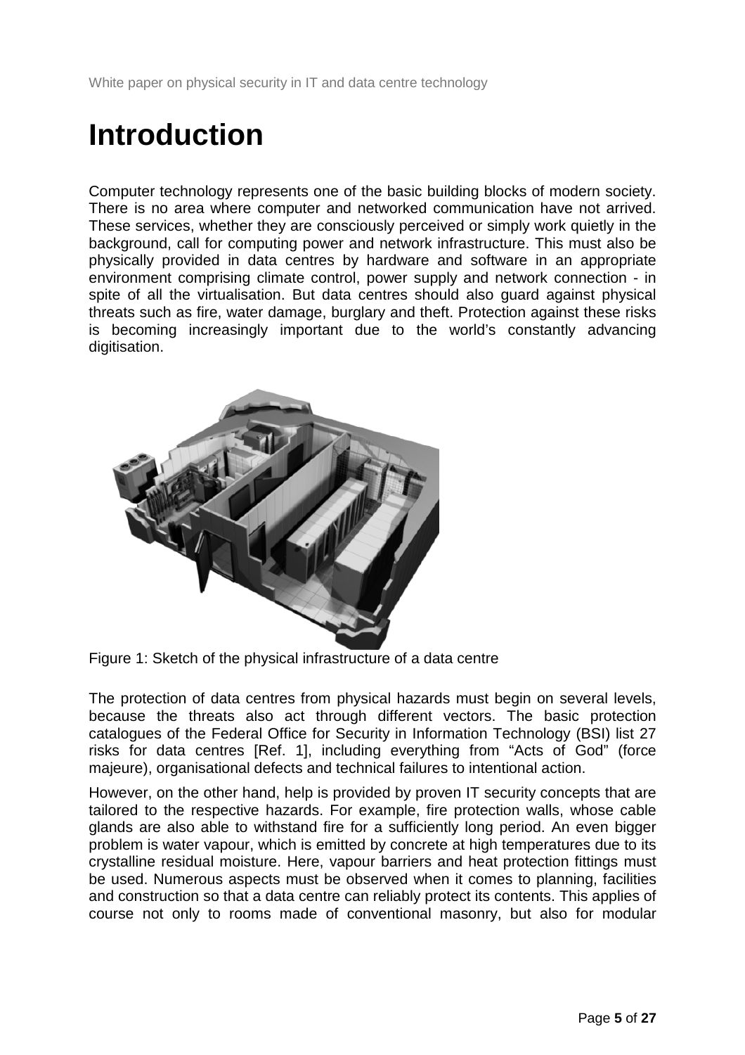# Introduction

Computer technology represents one of the basic building blocks of modern society. There is no area where computer and networked communication have not arrived. These services, whether they are consciously perceived or simply work quietly in the background, call for computing power and network infrastructure. This must also be physically provided in data centres by hardware and software in an appropriate environment comprising climate control, power supply and network connection - in spite of all the virtualisation. But data centres should also guard against physical threats such as fire, water damage, burglary and theft. Protection against these risks is becoming increasingly important due to the world's constantly advancing digitisation.

Figure 1: Sketch of the physical infrastructure of a data centre

The protection of data centres from physical hazards must begin on several levels, because the threats also act through different vectors. The basic protection catalogues of the Federal Office for Security in Information Technology (BSI) list 27 risks for data centres [Ref. 1], including everything from "Acts of God" (force majeure), organisational defects and technical failures to intentional action.

However, on the other hand, help is provided by proven IT security concepts that are tailored to the respective hazards. For example, fire protection walls, whose cable glands are also able to withstand fire for a sufficiently long period. An even bigger problem is water vapour, which is emitted by concrete at high temperatures due to its crystalline residual moisture. Here, vapour barriers and heat protection fittings must be used. Numerous aspects must be observed when it comes to planning, facilities and construction so that a data centre can reliably protect its contents. This applies of course not only to rooms made of conventional masonry, but also for modular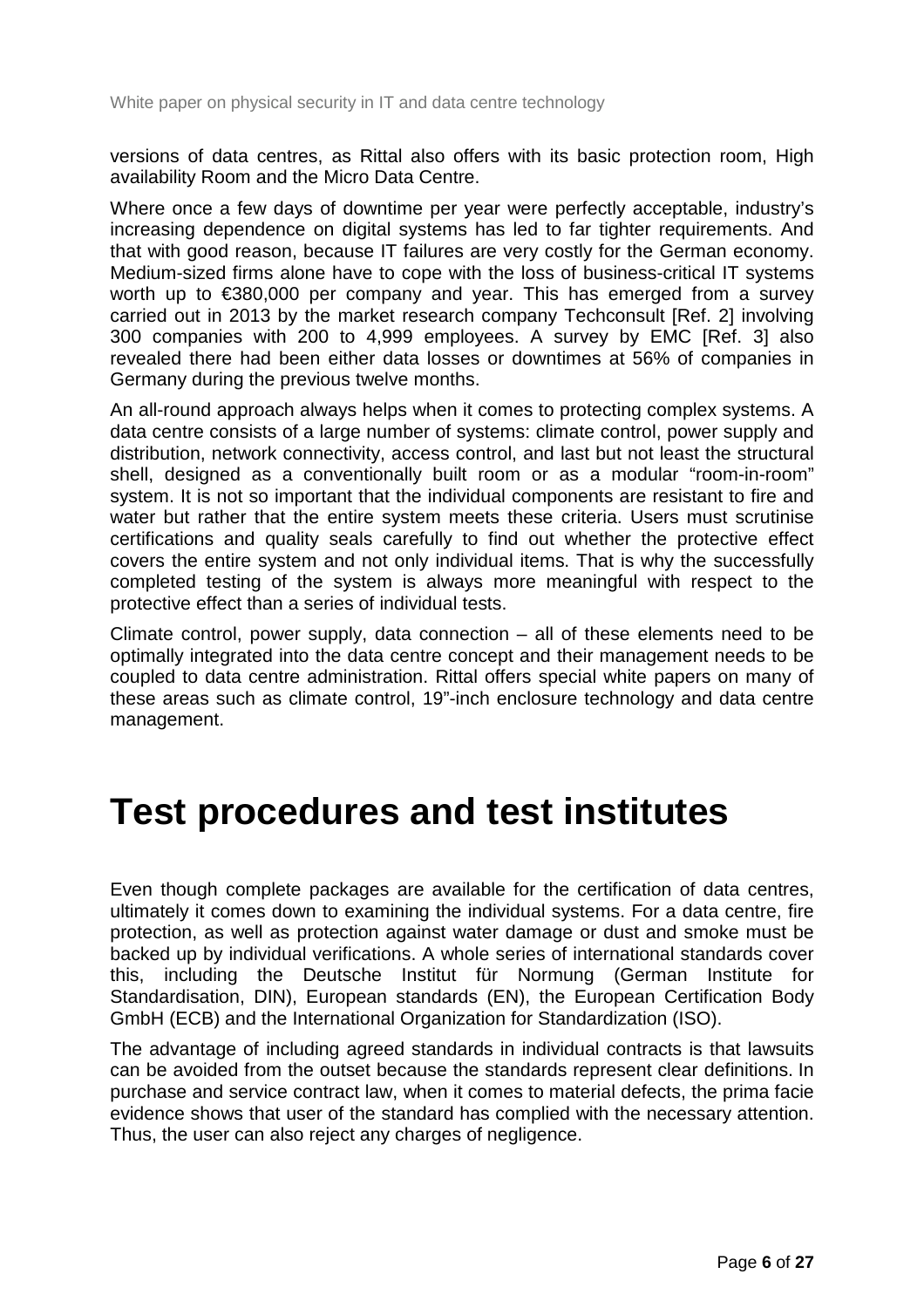versions of data centres, as Rittal also offers with its basic protection room, High availability Room and the Micro Data Centre.

Where once a few days of downtime per year were perfectly acceptable, industry's increasing dependence on digital systems has led to far tighter requirements. And that with good reason, because IT failures are very costly for the German economy. Medium-sized firms alone have to cope with the loss of business-critical IT systems worth up to €380,000 per company and year. This has emerged from a survey carried out in 2013 by the market research company Techconsult [Ref. 2] involving 300 companies with 200 to 4,999 employees. A survey by EMC [Ref. 3] also revealed there had been either data losses or downtimes at 56% of companies in Germany during the previous twelve months.

An all-round approach always helps when it comes to protecting complex systems. A data centre consists of a large number of systems: climate control, power supply and distribution, network connectivity, access control, and last but not least the structural shell, designed as a conventionally built room or as a modular "room-in-room" system. It is not so important that the individual components are resistant to fire and water but rather that the entire system meets these criteria. Users must scrutinise certifications and quality seals carefully to find out whether the protective effect covers the entire system and not only individual items. That is why the successfully completed testing of the system is always more meaningful with respect to the protective effect than a series of individual tests.

Climate control, power supply, data connection – all of these elements need to be optimally integrated into the data centre concept and their management needs to be coupled to data centre administration. Rittal offers special white papers on many of these areas such as climate control, 19"-inch enclosure technology and data centre management.

# Test procedures and test institutes

Even though complete packages are available for the certification of data centres, ultimately it comes down to examining the individual systems. For a data centre, fire protection, as well as protection against water damage or dust and smoke must be backed up by individual verifications. A whole series of international standards cover this, including the Deutsche Institut für Normung (German Institute for Standardisation, DIN), European standards (EN), the European Certification Body GmbH (ECB) and the International Organization for Standardization (ISO).

The advantage of including agreed standards in individual contracts is that lawsuits can be avoided from the outset because the standards represent clear definitions. In purchase and service contract law, when it comes to material defects, the prima facie evidence shows that user of the standard has complied with the necessary attention. Thus, the user can also reject any charges of negligence.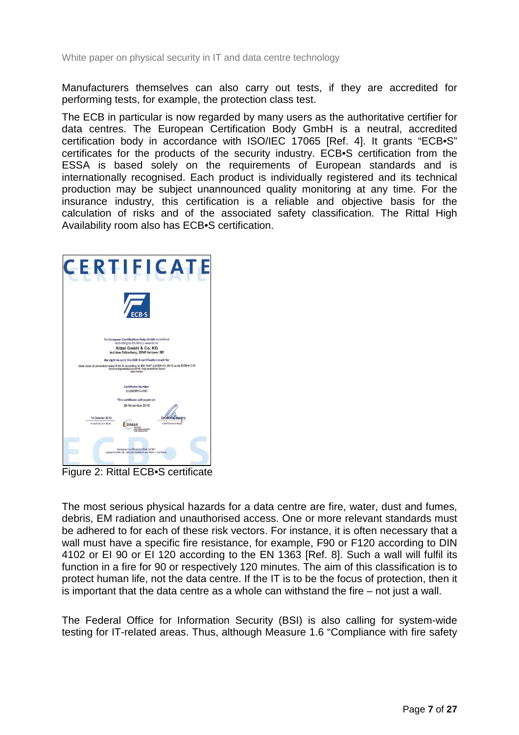Manufacturers themselves can also carry out tests, if they are accredited for performing tests, for example, the protection class test.

The ECB in particular is now regarded by many users as the authoritative certifier for data centres. The European Certification Body GmbH is a neutral, accredited certification body in accordance with ISO/IEC 17065 [Ref. 4]. It grants "ECB•S" certificates for the products of the security industry. ECB•S certification from the ESSA is based solely on the requirements of European standards and is internationally recognised. Each product is individually registered and its technical production may be subject unannounced quality monitoring at any time. For the insurance industry, this certification is a reliable and objective basis for the calculation of risks and of the associated safety classification. The Rittal High Availability room also has ECB•S certification.

Figure 2: Rittal ECB•S certificate

The most serious physical hazards for a data centre are fire, water, dust and fumes, debris, EM radiation and unauthorised access. One or more relevant standards must be adhered to for each of these risk vectors. For instance, it is often necessary that a wall must have a specific fire resistance, for example, F90 or F120 according to DIN 4102 or EI 90 or EI 120 according to the EN 1363 [Ref. 8]. Such a wall will fulfil its function in a fire for 90 or respectively 120 minutes. The aim of this classification is to protect human life, not the data centre. If the IT is to be the focus of protection, then it is important that the data centre as a whole can withstand the fire – not just a wall.

The Federal Office for Information Security (BSI) is also calling for system-wide testing for IT-related areas. Thus, although Measure 1.6 "Compliance with fire safety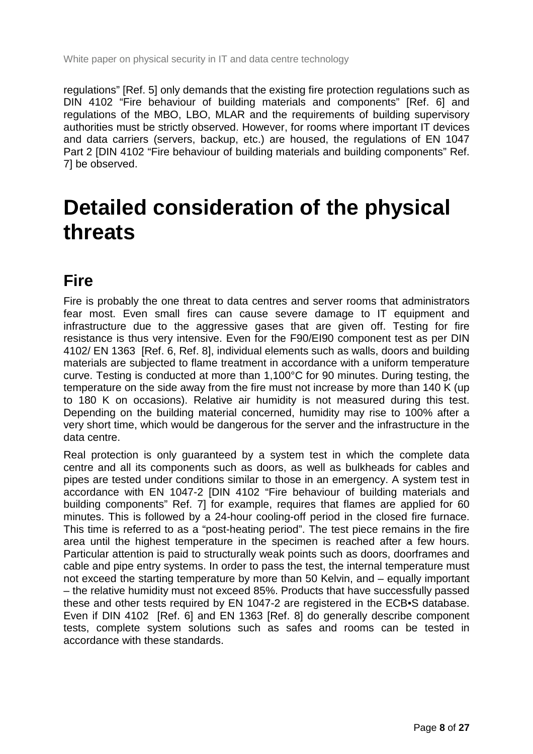regulations” [Ref. 5] only demands that the existing fire protection regulations such as DIN 4102 “Fire behaviour of building materials and components” [Ref. 6] and regulations of the MBO, LBO, MLAR and the requirements of building supervisory authorities must be strictly observed. However, for rooms where important IT devices and data carriers (servers, backup, etc.) are housed, the regulations of EN 1047 Part 2 [DIN 4102 “Fire behaviour of building materials and building components” Ref. 7] be observed.

# Detailed consideration of the physical threats

## Fire

Fire is probably the one threat to data centres and server rooms that administrators fear most. Even small fires can cause severe damage to IT equipment and infrastructure due to the aggressive gases that are given off. Testing for fire resistance is thus very intensive. Even for the F90/EI90 component test as per DIN 4102/ EN 1363 [Ref. 6, Ref. 8], individual elements such as walls, doors and building materials are subjected to flame treatment in accordance with a uniform temperature curve. Testing is conducted at more than 1,100°C for 90 minutes. During testing, the temperature on the side away from the fire must not increase by more than 140 K (up to 180 K on occasions). Relative air humidity is not measured during this test. Depending on the building material concerned, humidity may rise to 100% after a very short time, which would be dangerous for the server and the infrastructure in the data centre.

Real protection is only guaranteed by a system test in which the complete data centre and all its components such as doors, as well as bulkheads for cables and pipes are tested under conditions similar to those in an emergency. A system test in accordance with EN 1047-2 [DIN 4102 “Fire behaviour of building materials and building components” Ref. 7] for example, requires that flames are applied for 60 minutes. This is followed by a 24-hour cooling-off period in the closed fire furnace. This time is referred to as a “post-heating period”. The test piece remains in the fire area until the highest temperature in the specimen is reached after a few hours. Particular attention is paid to structurally weak points such as doors, doorframes and cable and pipe entry systems. In order to pass the test, the internal temperature must not exceed the starting temperature by more than 50 Kelvin, and – equally important – the relative humidity must not exceed 85%. Products that have successfully passed these and other tests required by EN 1047-2 are registered in the ECB•S database. Even if DIN 4102 [Ref. 6] and EN 1363 [Ref. 8] do generally describe component tests, complete system solutions such as safes and rooms can be tested in accordance with these standards.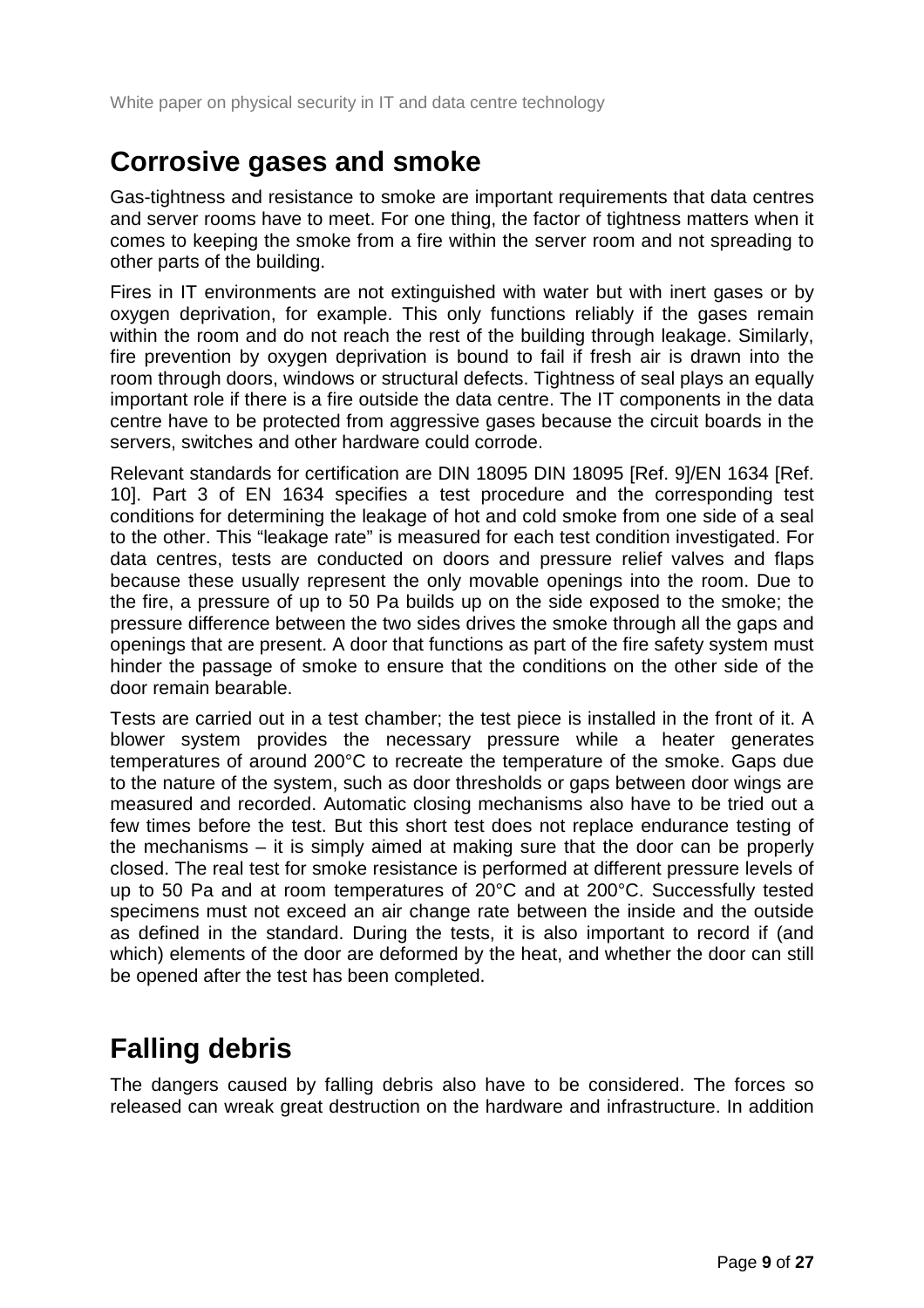## Corrosive gases and smoke

Gas-tightness and resistance to smoke are important requirements that data centres and server rooms have to meet. For one thing, the factor of tightness matters when it comes to keeping the smoke from a fire within the server room and not spreading to other parts of the building.

Fires in IT environments are not extinguished with water but with inert gases or by oxygen deprivation, for example. This only functions reliably if the gases remain within the room and do not reach the rest of the building through leakage. Similarly, fire prevention by oxygen deprivation is bound to fail if fresh air is drawn into the room through doors, windows or structural defects. Tightness of seal plays an equally important role if there is a fire outside the data centre. The IT components in the data centre have to be protected from aggressive gases because the circuit boards in the servers, switches and other hardware could corrode.

Relevant standards for certification are DIN 18095 DIN 18095 [Ref. 9]/EN 1634 [Ref. 10]. Part 3 of EN 1634 specifies a test procedure and the corresponding test conditions for determining the leakage of hot and cold smoke from one side of a seal to the other. This "leakage rate" is measured for each test condition investigated. For data centres, tests are conducted on doors and pressure relief valves and flaps because these usually represent the only movable openings into the room. Due to the fire, a pressure of up to 50 Pa builds up on the side exposed to the smoke; the pressure difference between the two sides drives the smoke through all the gaps and openings that are present. A door that functions as part of the fire safety system must hinder the passage of smoke to ensure that the conditions on the other side of the door remain bearable.

Tests are carried out in a test chamber; the test piece is installed in the front of it. A blower system provides the necessary pressure while a heater generates temperatures of around 200°C to recreate the temperature of the smoke. Gaps due to the nature of the system, such as door thresholds or gaps between door wings are measured and recorded. Automatic closing mechanisms also have to be tried out a few times before the test. But this short test does not replace endurance testing of the mechanisms – it is simply aimed at making sure that the door can be properly closed. The real test for smoke resistance is performed at different pressure levels of up to 50 Pa and at room temperatures of 20°C and at 200°C. Successfully tested specimens must not exceed an air change rate between the inside and the outside as defined in the standard. During the tests, it is also important to record if (and which) elements of the door are deformed by the heat, and whether the door can still be opened after the test has been completed.

## Falling debris

The dangers caused by falling debris also have to be considered. The forces so released can wreak great destruction on the hardware and infrastructure. In addition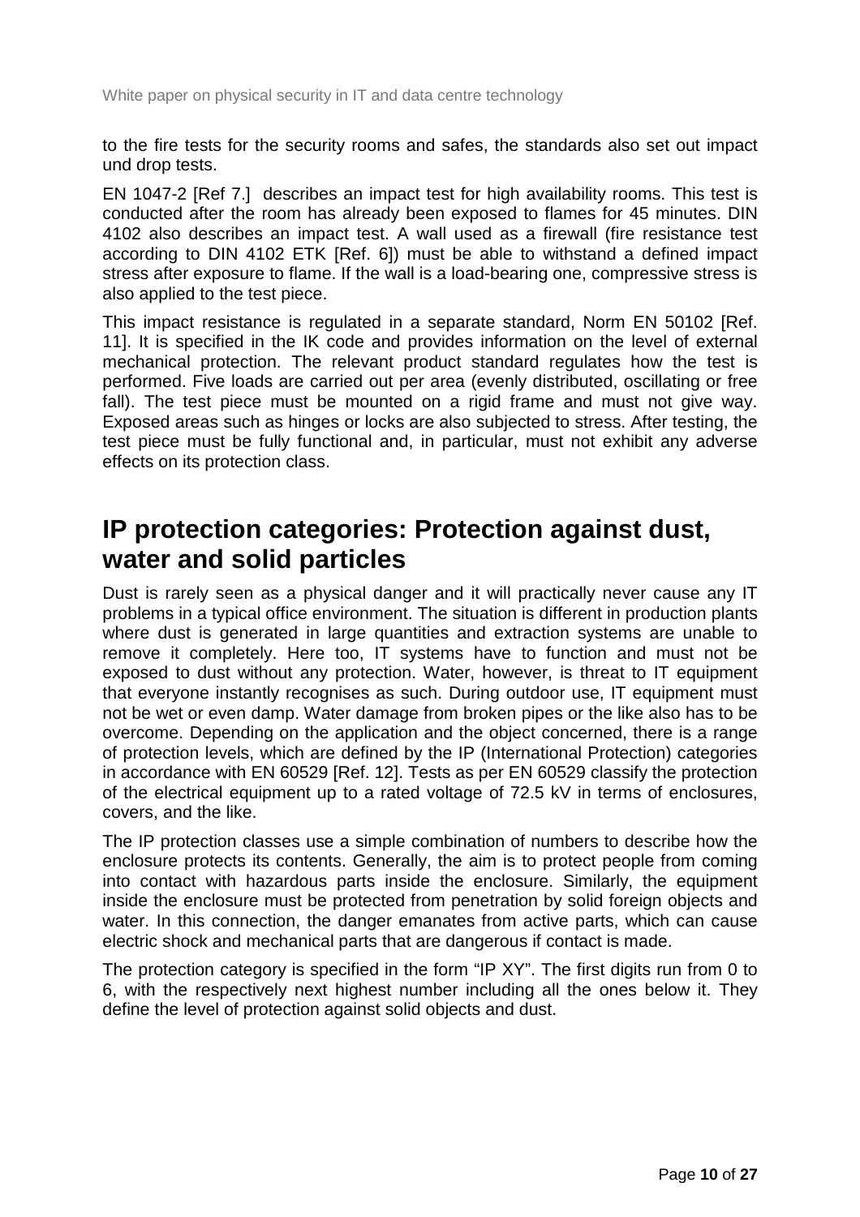to the fire tests for the security rooms and safes, the standards also set out impact und drop tests.

EN 1047-2 [Ref 7.] describes an impact test for high availability rooms. This test is conducted after the room has already been exposed to flames for 45 minutes. DIN 4102 also describes an impact test. A wall used as a firewall (fire resistance test according to DIN 4102 ETK [Ref. 6]) must be able to withstand a defined impact stress after exposure to flame. If the wall is a load-bearing one, compressive stress is also applied to the test piece.

This impact resistance is regulated in a separate standard, Norm EN 50102 [Ref. 11]. It is specified in the IK code and provides information on the level of external mechanical protection. The relevant product standard regulates how the test is performed. Five loads are carried out per area (evenly distributed, oscillating or free fall). The test piece must be mounted on a rigid frame and must not give way. Exposed areas such as hinges or locks are also subjected to stress. After testing, the test piece must be fully functional and, in particular, must not exhibit any adverse effects on its protection class.

# IP protection categories: Protection against dust, water and solid particles

Dust is rarely seen as a physical danger and it will practically never cause any IT problems in a typical office environment. The situation is different in production plants where dust is generated in large quantities and extraction systems are unable to remove it completely. Here too, IT systems have to function and must not be exposed to dust without any protection. Water, however, is threat to IT equipment that everyone instantly recognises as such. During outdoor use, IT equipment must not be wet or even damp. Water damage from broken pipes or the like also has to be overcome. Depending on the application and the object concerned, there is a range of protection levels, which are defined by the IP (International Protection) categories in accordance with EN 60529 [Ref. 12]. Tests as per EN 60529 classify the protection of the electrical equipment up to a rated voltage of 72.5 kV in terms of enclosures, covers, and the like.

The IP protection classes use a simple combination of numbers to describe how the enclosure protects its contents. Generally, the aim is to protect people from coming into contact with hazardous parts inside the enclosure. Similarly, the equipment inside the enclosure must be protected from penetration by solid foreign objects and water. In this connection, the danger emanates from active parts, which can cause electric shock and mechanical parts that are dangerous if contact is made.

The protection category is specified in the form "IP XY". The first digits run from 0 to 6, with the respectively next highest number including all the ones below it. They define the level of protection against solid objects and dust.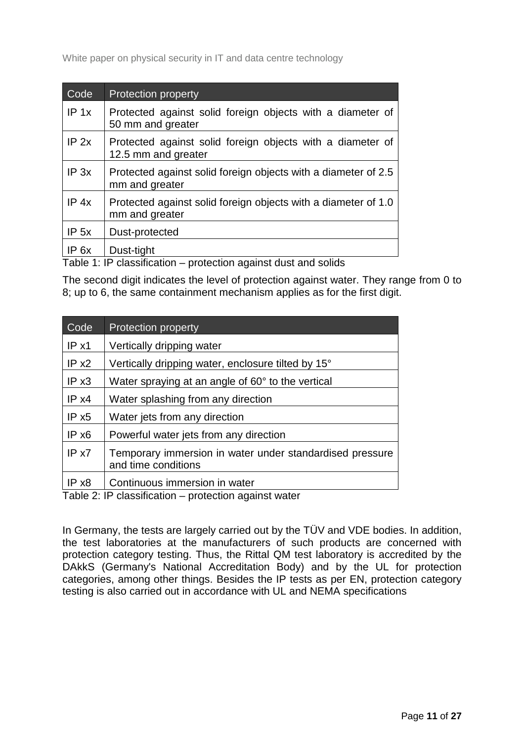| Code | Protection property |
| --- | --- |
| IP 1x | Protected against solid foreign objects with a diameter of 50 mm and greater |
| IP 2x | Protected against solid foreign objects with a diameter of 12.5 mm and greater |
| IP 3x | Protected against solid foreign objects with a diameter of 2.5 mm and greater |
| IP 4x | Protected against solid foreign objects with a diameter of 1.0 mm and greater |
| IP 5x | Dust-protected |
| IP 6x | Dust-tight |

Table 1: IP classification – protection against dust and solids

The second digit indicates the level of protection against water. They range from 0 to 8; up to 6, the same containment mechanism applies as for the first digit.

| Code | Protection property |
| --- | --- |
| IP x1 | Vertically dripping water |
| IP x2 | Vertically dripping water, enclosure tilted by 15° |
| IP x3 | Water spraying at an angle of 60° to the vertical |
| IP x4 | Water splashing from any direction |
| IP x5 | Water jets from any direction |
| IP x6 | Powerful water jets from any direction |
| IP x7 | Temporary immersion in water under standardised pressure and time conditions |
| IP x8 | Continuous immersion in water |

Table 2: IP classification – protection against water

In Germany, the tests are largely carried out by the TÜV and VDE bodies. In addition, the test laboratories at the manufacturers of such products are concerned with protection category testing. Thus, the Rittal QM test laboratory is accredited by the DAkkS (Germany's National Accreditation Body) and by the UL for protection categories, among other things. Besides the IP tests as per EN, protection category testing is also carried out in accordance with UL and NEMA specifications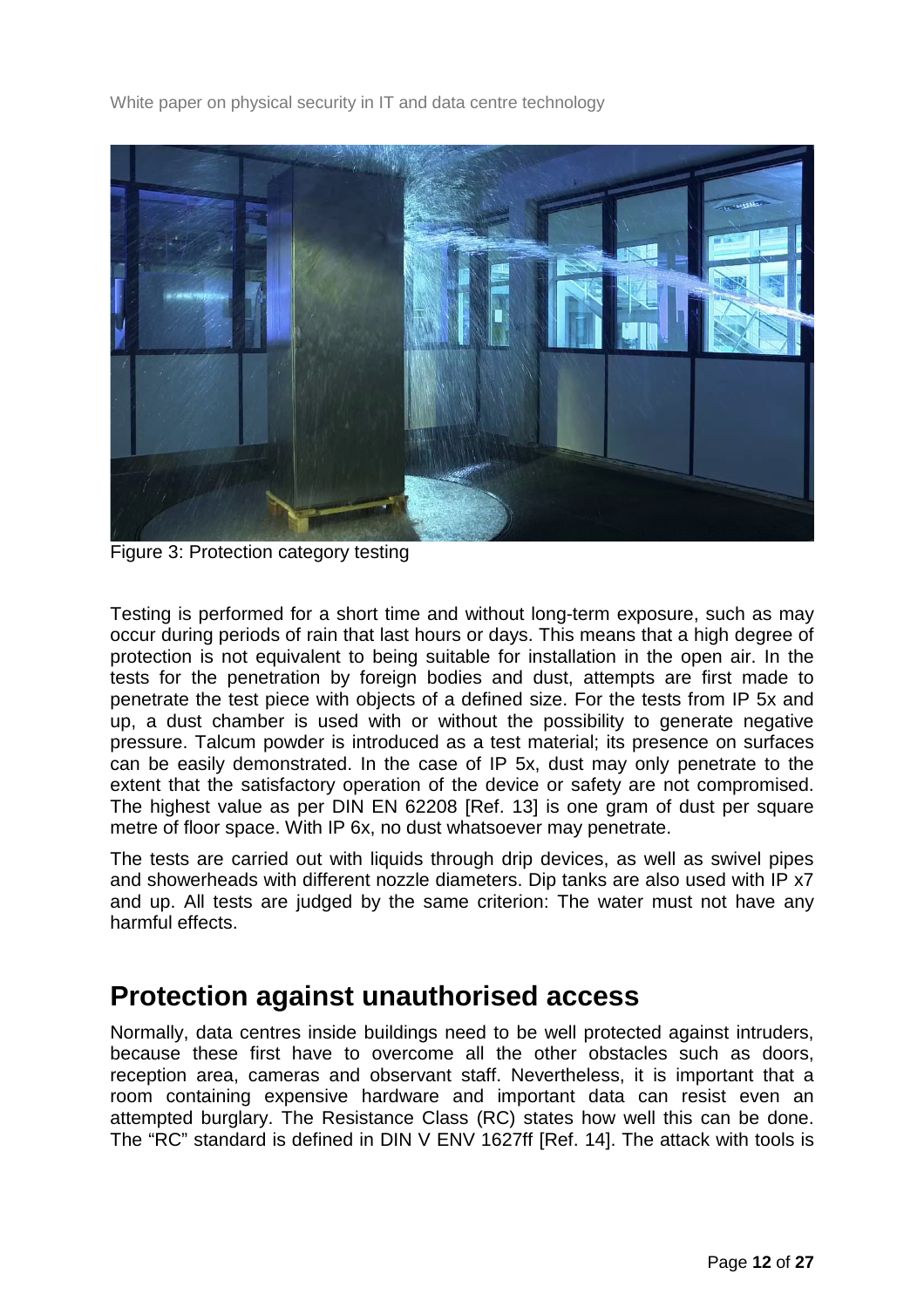Figure 3: Protection category testing

Testing is performed for a short time and without long-term exposure, such as may occur during periods of rain that last hours or days. This means that a high degree of protection is not equivalent to being suitable for installation in the open air. In the tests for the penetration by foreign bodies and dust, attempts are first made to penetrate the test piece with objects of a defined size. For the tests from IP 5x and up, a dust chamber is used with or without the possibility to generate negative pressure. Talcum powder is introduced as a test material; its presence on surfaces can be easily demonstrated. In the case of IP 5x, dust may only penetrate to the extent that the satisfactory operation of the device or safety are not compromised. The highest value as per DIN EN 62208 [Ref. 13] is one gram of dust per square metre of floor space. With IP 6x, no dust whatsoever may penetrate.

The tests are carried out with liquids through drip devices, as well as swivel pipes and showerheads with different nozzle diameters. Dip tanks are also used with IP x7 and up. All tests are judged by the same criterion: The water must not have any harmful effects.

## Protection against unauthorised access

Normally, data centres inside buildings need to be well protected against intruders, because these first have to overcome all the other obstacles such as doors, reception area, cameras and observant staff. Nevertheless, it is important that a room containing expensive hardware and important data can resist even an attempted burglary. The Resistance Class (RC) states how well this can be done. The "RC" standard is defined in DIN V ENV 1627ff [Ref. 14]. The attack with tools is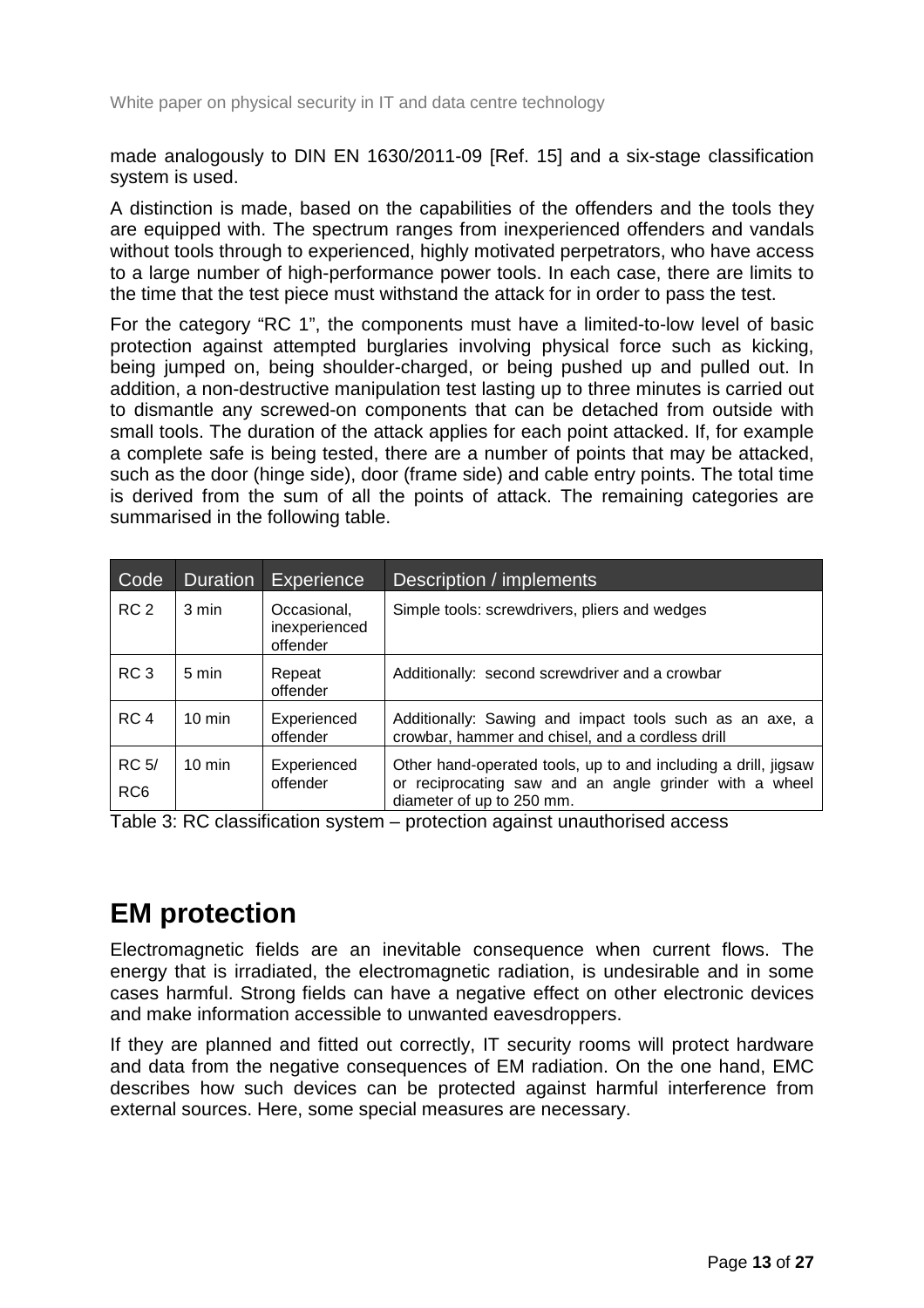made analogously to DIN EN 1630/2011-09 [Ref. 15] and a six-stage classification system is used.

A distinction is made, based on the capabilities of the offenders and the tools they are equipped with. The spectrum ranges from inexperienced offenders and vandals without tools through to experienced, highly motivated perpetrators, who have access to a large number of high-performance power tools. In each case, there are limits to the time that the test piece must withstand the attack for in order to pass the test.

For the category "RC 1", the components must have a limited-to-low level of basic protection against attempted burglaries involving physical force such as kicking, being jumped on, being shoulder-charged, or being pushed up and pulled out. In addition, a non-destructive manipulation test lasting up to three minutes is carried out to dismantle any screwed-on components that can be detached from outside with small tools. The duration of the attack applies for each point attacked. If, for example a complete safe is being tested, there are a number of points that may be attacked, such as the door (hinge side), door (frame side) and cable entry points. The total time is derived from the sum of all the points of attack. The remaining categories are summarised in the following table.

| Code | Duration | Experience | Description / implements |
|---|---|---|---|
| RC 2 | 3 min | Occasional, inexperienced offender | Simple tools: screwdrivers, pliers and wedges |
| RC 3 | 5 min | Repeat offender | Additionally: second screwdriver and a crowbar |
| RC 4 | 10 min | Experienced offender | Additionally: Sawing and impact tools such as an axe, a crowbar, hammer and chisel, and a cordless drill |
| RC 5/ RC6 | 10 min | Experienced offender | Other hand-operated tools, up to and including a drill, jigsaw or reciprocating saw and an angle grinder with a wheel diameter of up to 250 mm. |

Table 3: RC classification system – protection against unauthorised access

# EM protection

Electromagnetic fields are an inevitable consequence when current flows. The energy that is irradiated, the electromagnetic radiation, is undesirable and in some cases harmful. Strong fields can have a negative effect on other electronic devices and make information accessible to unwanted eavesdroppers.

If they are planned and fitted out correctly, IT security rooms will protect hardware and data from the negative consequences of EM radiation. On the one hand, EMC describes how such devices can be protected against harmful interference from external sources. Here, some special measures are necessary.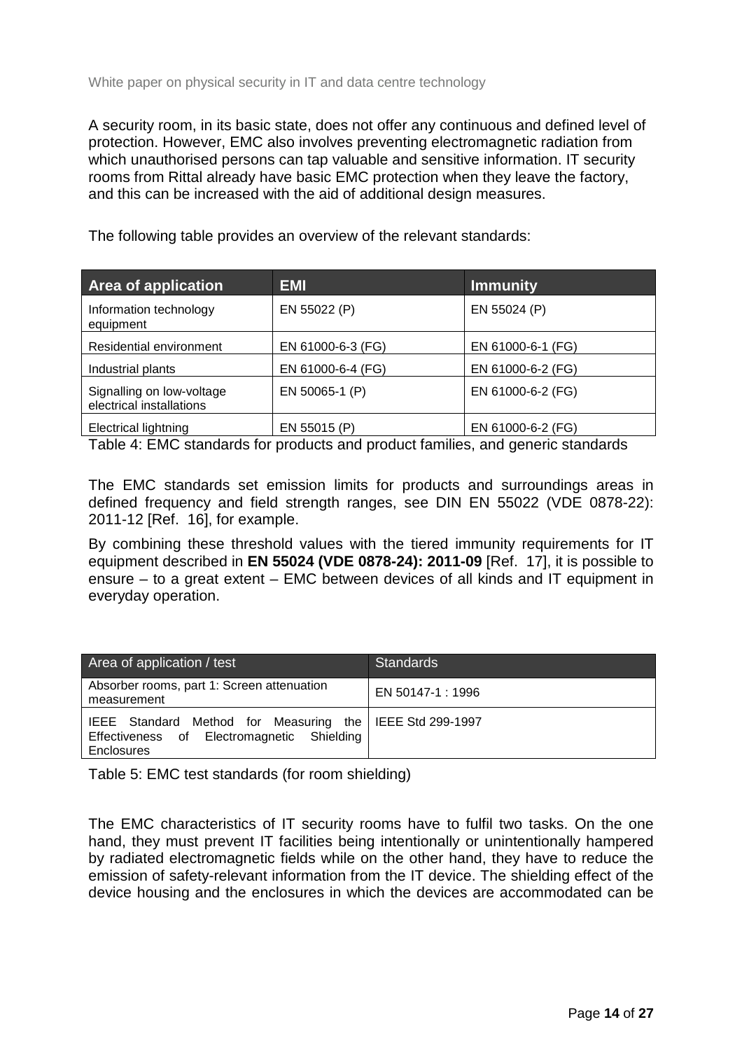A security room, in its basic state, does not offer any continuous and defined level of protection. However, EMC also involves preventing electromagnetic radiation from which unauthorised persons can tap valuable and sensitive information. IT security rooms from Rittal already have basic EMC protection when they leave the factory, and this can be increased with the aid of additional design measures.

The following table provides an overview of the relevant standards:

| Area of application | EMI | Immunity |
|---|---|---|
| Information technology equipment | EN 55022 (P) | EN 55024 (P) |
| Residential environment | EN 61000-6-3 (FG) | EN 61000-6-1 (FG) |
| Industrial plants | EN 61000-6-4 (FG) | EN 61000-6-2 (FG) |
| Signalling on low-voltage electrical installations | EN 50065-1 (P) | EN 61000-6-2 (FG) |
| Electrical lightning | EN 55015 (P) | EN 61000-6-2 (FG) |

Table 4: EMC standards for products and product families, and generic standards

The EMC standards set emission limits for products and surroundings areas in defined frequency and field strength ranges, see DIN EN 55022 (VDE 0878-22): 2011-12 [Ref. 16], for example.

By combining these threshold values with the tiered immunity requirements for IT equipment described in **EN 55024 (VDE 0878-24): 2011-09** [Ref. 17], it is possible to ensure – to a great extent – EMC between devices of all kinds and IT equipment in everyday operation.

| Area of application / test | Standards |
|---|---|
| Absorber rooms, part 1: Screen attenuation measurement | EN 50147-1 : 1996 |
| IEEE Standard Method for Measuring the Effectiveness of Electromagnetic Shielding Enclosures | IEEE Std 299-1997 |

Table 5: EMC test standards (for room shielding)

The EMC characteristics of IT security rooms have to fulfil two tasks. On the one hand, they must prevent IT facilities being intentionally or unintentionally hampered by radiated electromagnetic fields while on the other hand, they have to reduce the emission of safety-relevant information from the IT device. The shielding effect of the device housing and the enclosures in which the devices are accommodated can be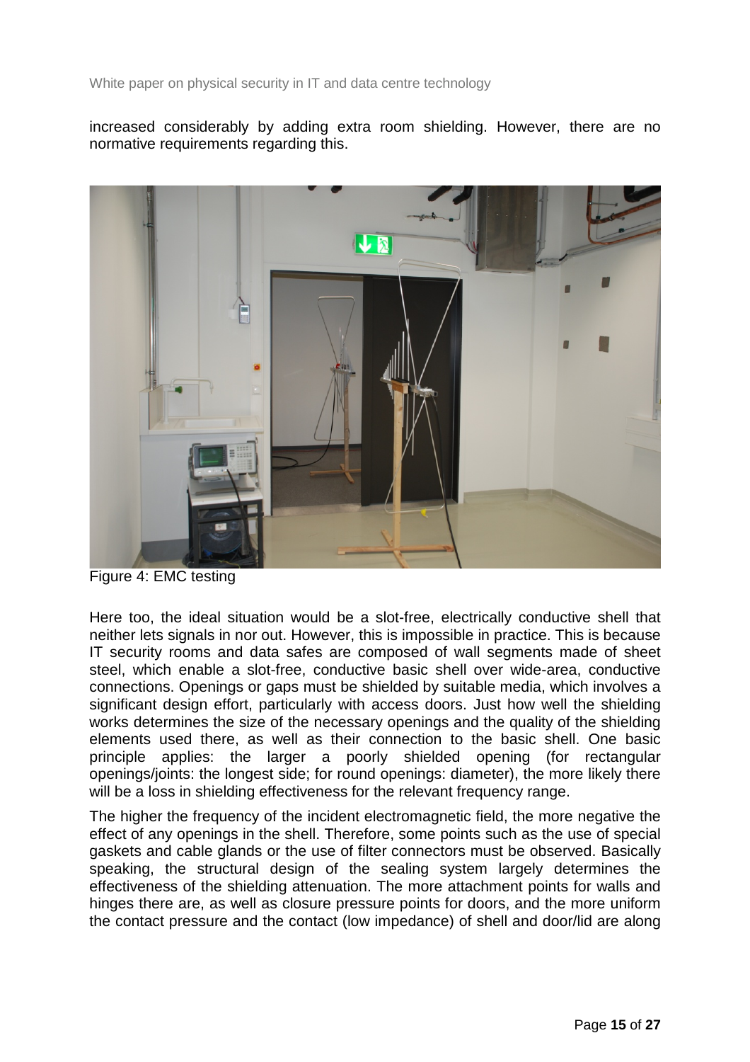increased considerably by adding extra room shielding. However, there are no normative requirements regarding this.

Figure 4: EMC testing

Here too, the ideal situation would be a slot-free, electrically conductive shell that neither lets signals in nor out. However, this is impossible in practice. This is because IT security rooms and data safes are composed of wall segments made of sheet steel, which enable a slot-free, conductive basic shell over wide-area, conductive connections. Openings or gaps must be shielded by suitable media, which involves a significant design effort, particularly with access doors. Just how well the shielding works determines the size of the necessary openings and the quality of the shielding elements used there, as well as their connection to the basic shell. One basic principle applies: the larger a poorly shielded opening (for rectangular openings/joints: the longest side; for round openings: diameter), the more likely there will be a loss in shielding effectiveness for the relevant frequency range.

The higher the frequency of the incident electromagnetic field, the more negative the effect of any openings in the shell. Therefore, some points such as the use of special gaskets and cable glands or the use of filter connectors must be observed. Basically speaking, the structural design of the sealing system largely determines the effectiveness of the shielding attenuation. The more attachment points for walls and hinges there are, as well as closure pressure points for doors, and the more uniform the contact pressure and the contact (low impedance) of shell and door/lid are along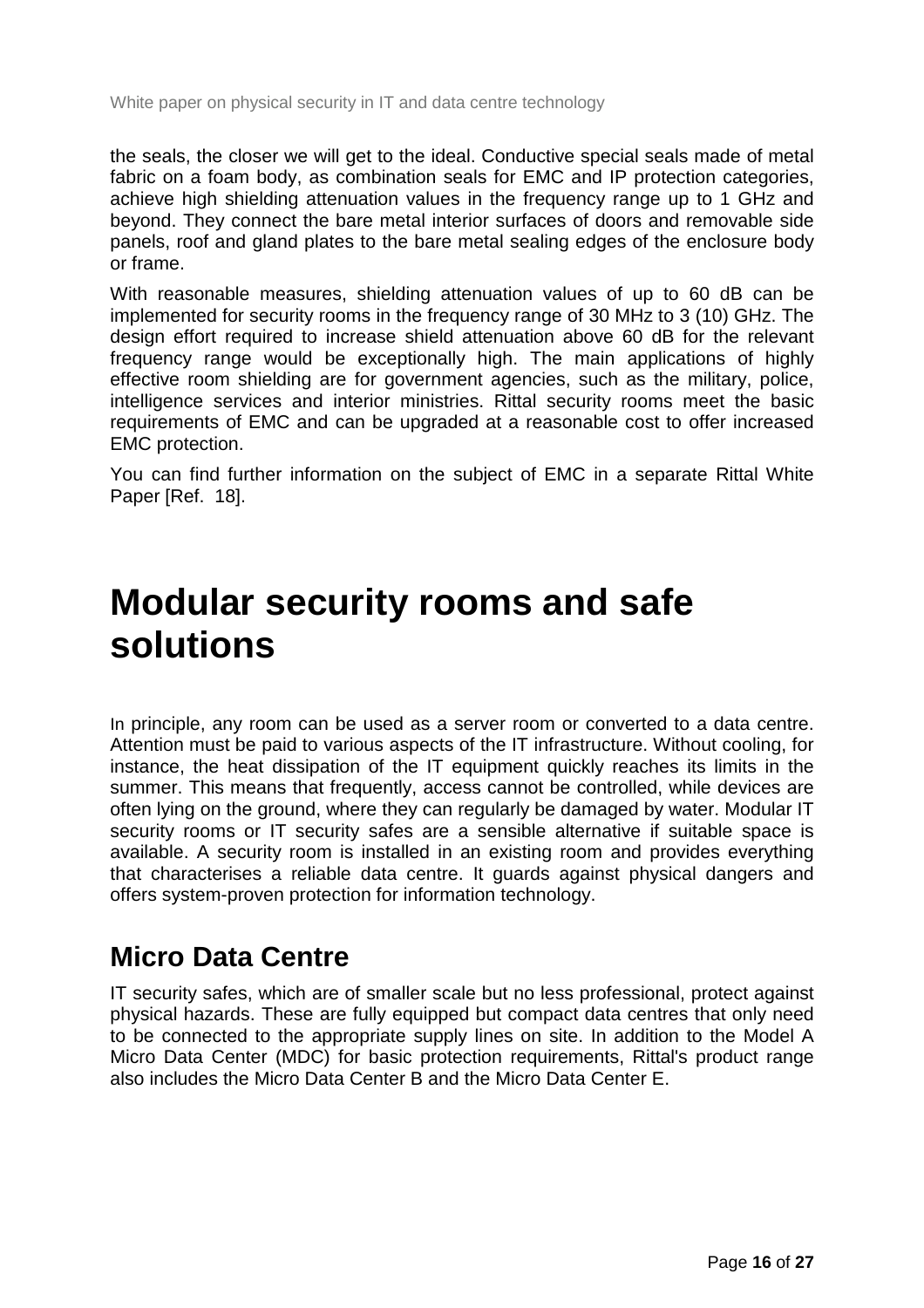the seals, the closer we will get to the ideal. Conductive special seals made of metal fabric on a foam body, as combination seals for EMC and IP protection categories, achieve high shielding attenuation values in the frequency range up to 1 GHz and beyond. They connect the bare metal interior surfaces of doors and removable side panels, roof and gland plates to the bare metal sealing edges of the enclosure body or frame.

With reasonable measures, shielding attenuation values of up to 60 dB can be implemented for security rooms in the frequency range of 30 MHz to 3 (10) GHz. The design effort required to increase shield attenuation above 60 dB for the relevant frequency range would be exceptionally high. The main applications of highly effective room shielding are for government agencies, such as the military, police, intelligence services and interior ministries. Rittal security rooms meet the basic requirements of EMC and can be upgraded at a reasonable cost to offer increased EMC protection.

You can find further information on the subject of EMC in a separate Rittal White Paper [Ref. 18].

# Modular security rooms and safe solutions

In principle, any room can be used as a server room or converted to a data centre. Attention must be paid to various aspects of the IT infrastructure. Without cooling, for instance, the heat dissipation of the IT equipment quickly reaches its limits in the summer. This means that frequently, access cannot be controlled, while devices are often lying on the ground, where they can regularly be damaged by water. Modular IT security rooms or IT security safes are a sensible alternative if suitable space is available. A security room is installed in an existing room and provides everything that characterises a reliable data centre. It guards against physical dangers and offers system-proven protection for information technology.

## Micro Data Centre

IT security safes, which are of smaller scale but no less professional, protect against physical hazards. These are fully equipped but compact data centres that only need to be connected to the appropriate supply lines on site. In addition to the Model A Micro Data Center (MDC) for basic protection requirements, Rittal's product range also includes the Micro Data Center B and the Micro Data Center E.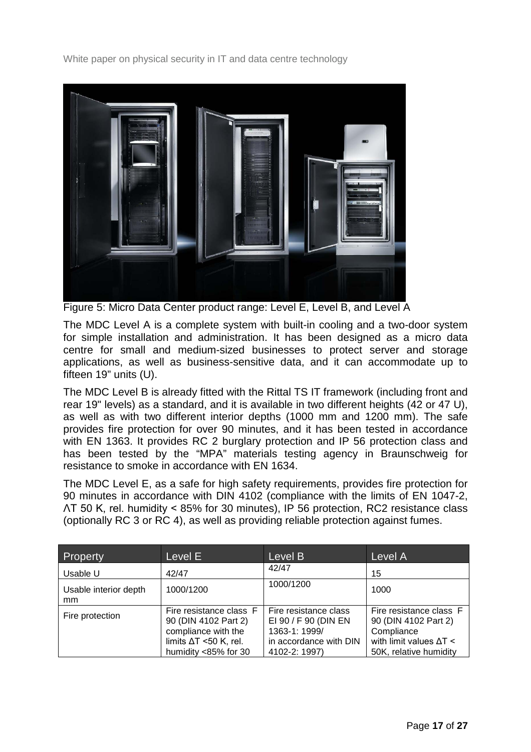Figure 5: Micro Data Center product range: Level E, Level B, and Level A

The MDC Level A is a complete system with built-in cooling and a two-door system for simple installation and administration. It has been designed as a micro data centre for small and medium-sized businesses to protect server and storage applications, as well as business-sensitive data, and it can accommodate up to fifteen 19” units (U).

The MDC Level B is already fitted with the Rittal TS IT framework (including front and rear 19" levels) as a standard, and it is available in two different heights (42 or 47 U), as well as with two different interior depths (1000 mm and 1200 mm). The safe provides fire protection for over 90 minutes, and it has been tested in accordance with EN 1363. It provides RC 2 burglary protection and IP 56 protection class and has been tested by the “MPA” materials testing agency in Braunschweig for resistance to smoke in accordance with EN 1634.

The MDC Level E, as a safe for high safety requirements, provides fire protection for 90 minutes in accordance with DIN 4102 (compliance with the limits of EN 1047-2, ΛT 50 K, rel. humidity < 85% for 30 minutes), IP 56 protection, RC2 resistance class (optionally RC 3 or RC 4), as well as providing reliable protection against fumes.

| Property | Level E | Level B | Level A |
|---|---|---|---|
| Usable U | 42/47 | 42/47 | 15 |
| Usable interior depth mm | 1000/1200 | 1000/1200 | 1000 |
| Fire protection | Fire resistance class F 90 (DIN 4102 Part 2) compliance with the limits $\Delta T$ <50 K, rel. humidity <85% for 30 | Fire resistance class EI 90 / F 90 (DIN EN 1363-1: 1999/ in accordance with DIN 4102-2: 1997) | Fire resistance class F 90 (DIN 4102 Part 2) Compliance with limit values $\Delta T$ < 50K, relative humidity |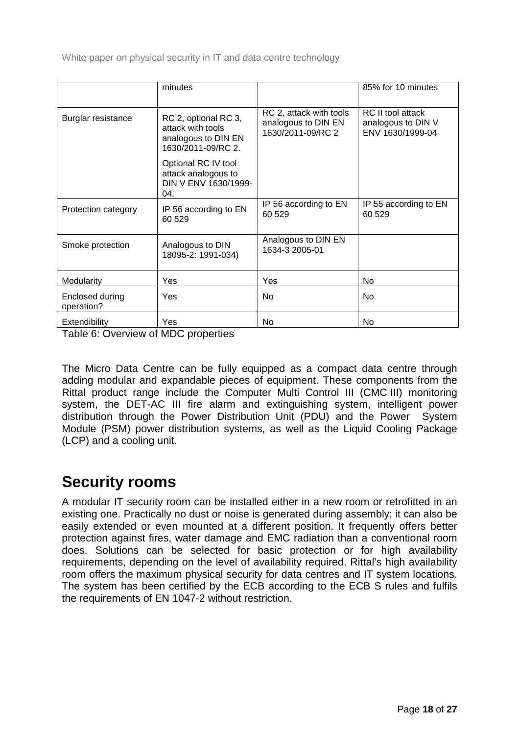| | | | |
|---|---|---|---|
| | minutes | | 85% for 10 minutes |
| Burglar resistance | RC 2, optional RC 3, attack with tools analogous to DIN EN 1630/2011-09/RC 2.<br><br>Optional RC IV tool attack analogous to DIN V ENV 1630/1999-04. | RC 2, attack with tools analogous to DIN EN 1630/2011-09/RC 2 | RC II tool attack analogous to DIN V ENV 1630/1999-04 |
| Protection category | IP 56 according to EN 60 529 | IP 56 according to EN 60 529 | IP 55 according to EN 60 529 |
| Smoke protection | Analogous to DIN 18095-2: 1991-034) | Analogous to DIN EN 1634-3 2005-01 | |
| Modularity | Yes | Yes | No |
| Enclosed during operation? | Yes | No | No |
| Extendibility | Yes | No | No |

Table 6: Overview of MDC properties

The Micro Data Centre can be fully equipped as a compact data centre through adding modular and expandable pieces of equipment. These components from the Rittal product range include the Computer Multi Control III (CMC III) monitoring system, the DET-AC III fire alarm and extinguishing system, intelligent power distribution through the Power Distribution Unit (PDU) and the Power System Module (PSM) power distribution systems, as well as the Liquid Cooling Package (LCP) and a cooling unit.

# Security rooms

A modular IT security room can be installed either in a new room or retrofitted in an existing one. Practically no dust or noise is generated during assembly; it can also be easily extended or even mounted at a different position. It frequently offers better protection against fires, water damage and EMC radiation than a conventional room does. Solutions can be selected for basic protection or for high availability requirements, depending on the level of availability required. Rittal's high availability room offers the maximum physical security for data centres and IT system locations. The system has been certified by the ECB according to the ECB S rules and fulfils the requirements of EN 1047-2 without restriction.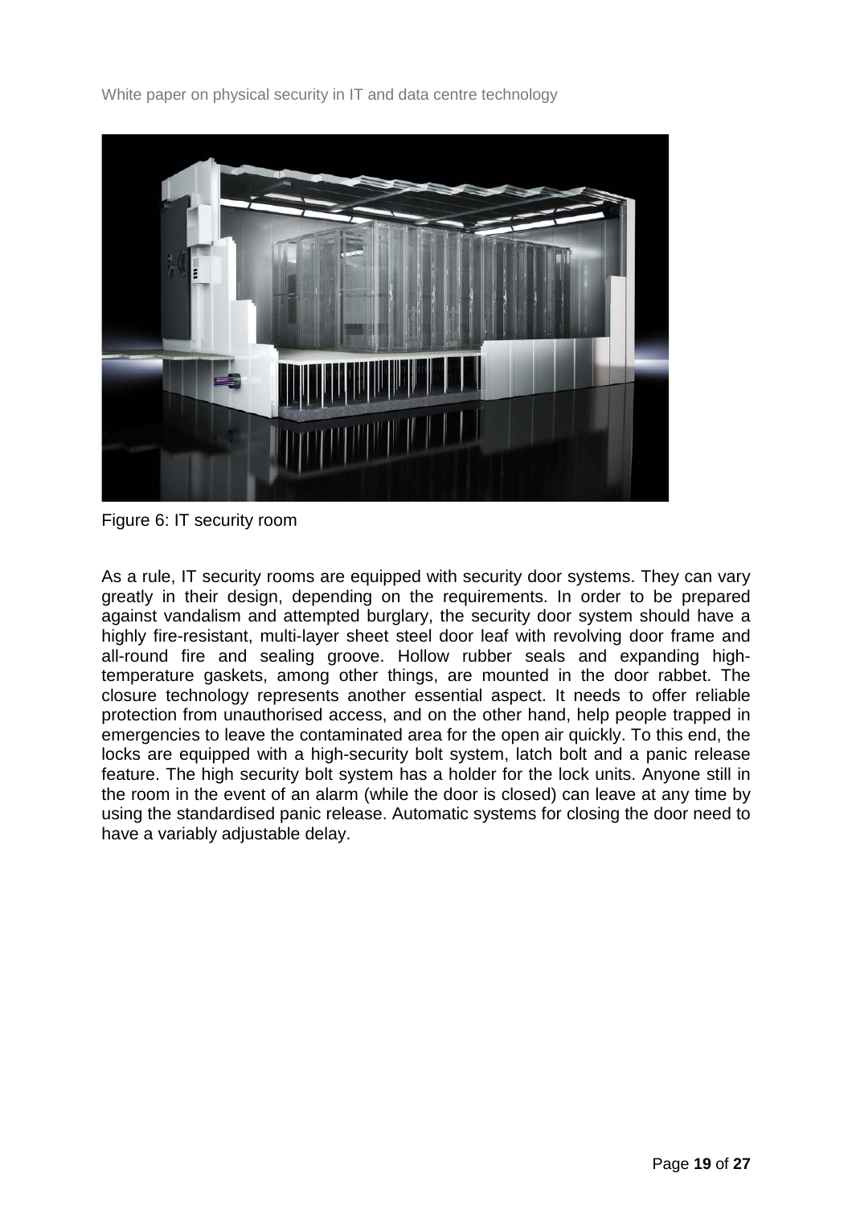Figure 6: IT security room

As a rule, IT security rooms are equipped with security door systems. They can vary greatly in their design, depending on the requirements. In order to be prepared against vandalism and attempted burglary, the security door system should have a highly fire-resistant, multi-layer sheet steel door leaf with revolving door frame and all-round fire and sealing groove. Hollow rubber seals and expanding high-temperature gaskets, among other things, are mounted in the door rabbet. The closure technology represents another essential aspect. It needs to offer reliable protection from unauthorised access, and on the other hand, help people trapped in emergencies to leave the contaminated area for the open air quickly. To this end, the locks are equipped with a high-security bolt system, latch bolt and a panic release feature. The high security bolt system has a holder for the lock units. Anyone still in the room in the event of an alarm (while the door is closed) can leave at any time by using the standardised panic release. Automatic systems for closing the door need to have a variably adjustable delay.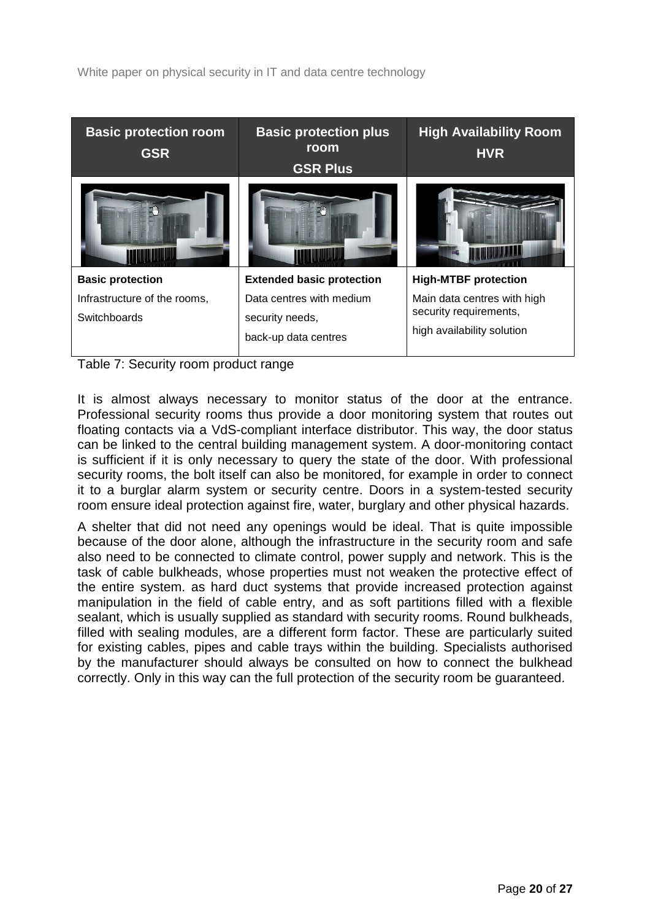| Basic protection room GSR | Basic protection plus room GSR Plus | High Availability Room HVR |
|---|---|---|
| | | |
| **Basic protection**<br>Infrastructure of the rooms,<br>Switchboards | **Extended basic protection**<br>Data centres with medium security needs,<br>back-up data centres | **High-MTBF protection**<br>Main data centres with high security requirements,<br>high availability solution |

Table 7: Security room product range

It is almost always necessary to monitor status of the door at the entrance. Professional security rooms thus provide a door monitoring system that routes out floating contacts via a VdS-compliant interface distributor. This way, the door status can be linked to the central building management system. A door-monitoring contact is sufficient if it is only necessary to query the state of the door. With professional security rooms, the bolt itself can also be monitored, for example in order to connect it to a burglar alarm system or security centre. Doors in a system-tested security room ensure ideal protection against fire, water, burglary and other physical hazards.

A shelter that did not need any openings would be ideal. That is quite impossible because of the door alone, although the infrastructure in the security room and safe also need to be connected to climate control, power supply and network. This is the task of cable bulkheads, whose properties must not weaken the protective effect of the entire system. as hard duct systems that provide increased protection against manipulation in the field of cable entry, and as soft partitions filled with a flexible sealant, which is usually supplied as standard with security rooms. Round bulkheads, filled with sealing modules, are a different form factor. These are particularly suited for existing cables, pipes and cable trays within the building. Specialists authorised by the manufacturer should always be consulted on how to connect the bulkhead correctly. Only in this way can the full protection of the security room be guaranteed.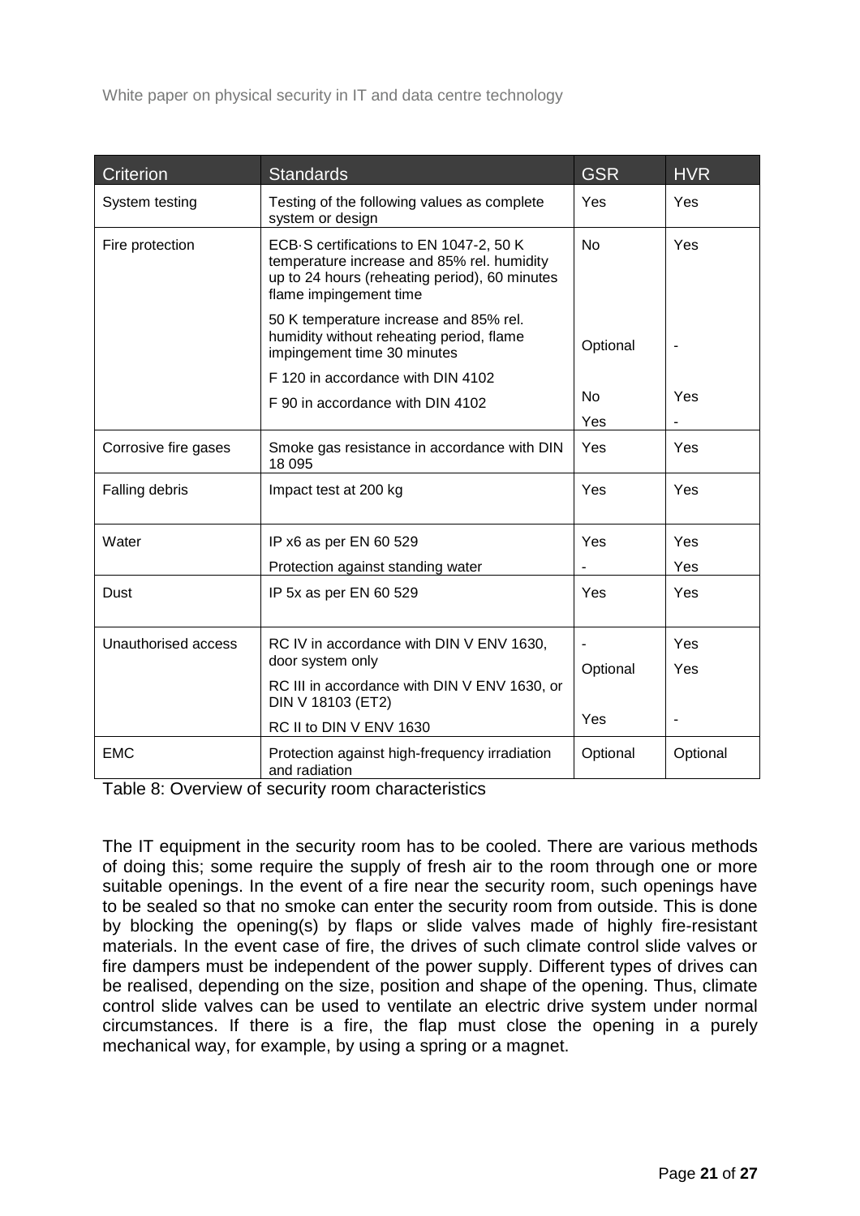| Criterion | Standards | GSR | HVR |
|---|---|---|---|
| System testing | Testing of the following values as complete system or design | Yes | Yes |
| Fire protection | ECB·S certifications to EN 1047-2, 50 K temperature increase and 85% rel. humidity up to 24 hours (reheating period), 60 minutes flame impingement time | No | Yes |
| | 50 K temperature increase and 85% rel. humidity without reheating period, flame impingement time 30 minutes | Optional | - |
| | F 120 in accordance with DIN 4102 | No | Yes |
| | F 90 in accordance with DIN 4102 | Yes | - |
| Corrosive fire gases | Smoke gas resistance in accordance with DIN 18 095 | Yes | Yes |
| Falling debris | Impact test at 200 kg | Yes | Yes |
| Water | IP x6 as per EN 60 529 | Yes | Yes |
| | Protection against standing water | - | Yes |
| Dust | IP 5x as per EN 60 529 | Yes | Yes |
| Unauthorised access | RC IV in accordance with DIN V ENV 1630, door system only | - | Yes |
| | RC III in accordance with DIN V ENV 1630, or DIN V 18103 (ET2) | Optional | Yes |
| | RC II to DIN V ENV 1630 | Yes | - |
| EMC | Protection against high-frequency irradiation and radiation | Optional | Optional |

Table 8: Overview of security room characteristics

The IT equipment in the security room has to be cooled. There are various methods of doing this; some require the supply of fresh air to the room through one or more suitable openings. In the event of a fire near the security room, such openings have to be sealed so that no smoke can enter the security room from outside. This is done by blocking the opening(s) by flaps or slide valves made of highly fire-resistant materials. In the event case of fire, the drives of such climate control slide valves or fire dampers must be independent of the power supply. Different types of drives can be realised, depending on the size, position and shape of the opening. Thus, climate control slide valves can be used to ventilate an electric drive system under normal circumstances. If there is a fire, the flap must close the opening in a purely mechanical way, for example, by using a spring or a magnet.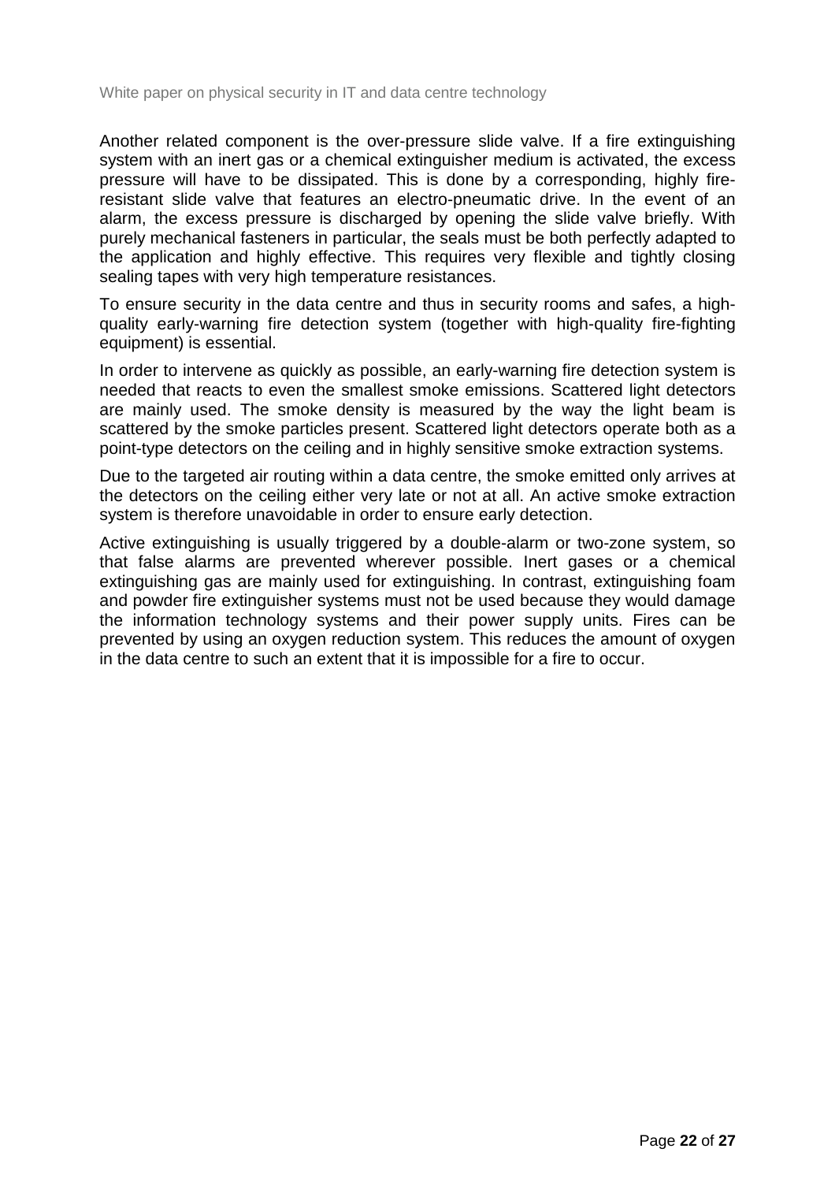Another related component is the over-pressure slide valve. If a fire extinguishing system with an inert gas or a chemical extinguisher medium is activated, the excess pressure will have to be dissipated. This is done by a corresponding, highly fire-resistant slide valve that features an electro-pneumatic drive. In the event of an alarm, the excess pressure is discharged by opening the slide valve briefly. With purely mechanical fasteners in particular, the seals must be both perfectly adapted to the application and highly effective. This requires very flexible and tightly closing sealing tapes with very high temperature resistances.

To ensure security in the data centre and thus in security rooms and safes, a high-quality early-warning fire detection system (together with high-quality fire-fighting equipment) is essential.

In order to intervene as quickly as possible, an early-warning fire detection system is needed that reacts to even the smallest smoke emissions. Scattered light detectors are mainly used. The smoke density is measured by the way the light beam is scattered by the smoke particles present. Scattered light detectors operate both as a point-type detectors on the ceiling and in highly sensitive smoke extraction systems.

Due to the targeted air routing within a data centre, the smoke emitted only arrives at the detectors on the ceiling either very late or not at all. An active smoke extraction system is therefore unavoidable in order to ensure early detection.

Active extinguishing is usually triggered by a double-alarm or two-zone system, so that false alarms are prevented wherever possible. Inert gases or a chemical extinguishing gas are mainly used for extinguishing. In contrast, extinguishing foam and powder fire extinguisher systems must not be used because they would damage the information technology systems and their power supply units. Fires can be prevented by using an oxygen reduction system. This reduces the amount of oxygen in the data centre to such an extent that it is impossible for a fire to occur.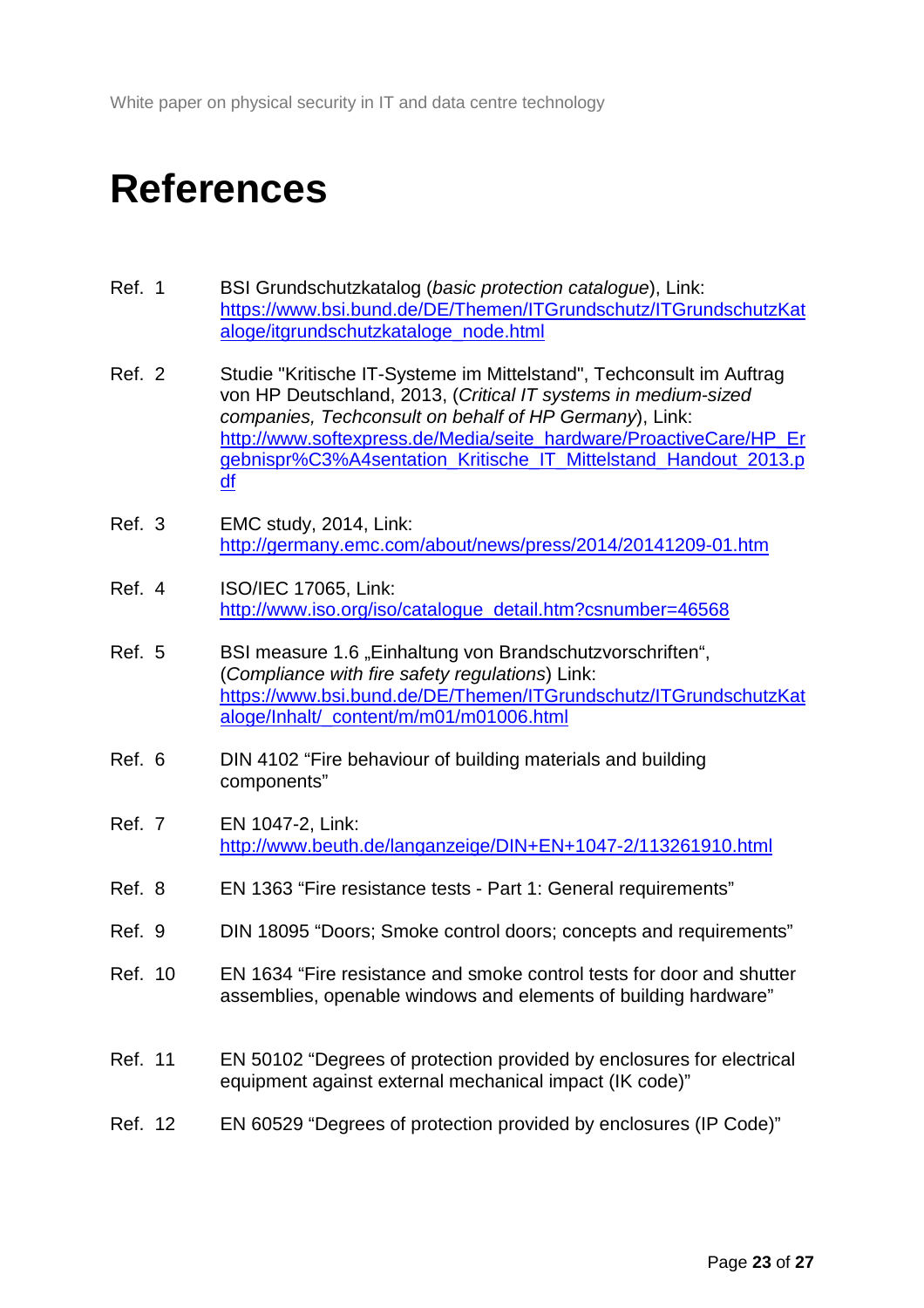# References

Ref. 1 BSI Grundschutzkatalog (*basic protection catalogue*), Link: https://www.bsi.bund.de/DE/Themen/ITGrundschutz/ITGrundschutzKataloge/itgrundschutzkataloge_node.html

Ref. 2 Studie "Kritische IT-Systeme im Mittelstand", Techconsult im Auftrag von HP Deutschland, 2013, (*Critical IT systems in medium-sized companies, Techconsult on behalf of HP Germany*), Link: http://www.softexpress.de/Media/seite_hardware/ProactiveCare/HP_Ergebnispr%C3%A4sentation_Kritische_IT_Mittelstand_Handout_2013.pdf

Ref. 3 EMC study, 2014, Link: http://germany.emc.com/about/news/press/2014/20141209-01.htm

Ref. 4 ISO/IEC 17065, Link: http://www.iso.org/iso/catalogue_detail.htm?csnumber=46568

Ref. 5 BSI measure 1.6 „Einhaltung von Brandschutzvorschriften", (*Compliance with fire safety regulations*) Link: https://www.bsi.bund.de/DE/Themen/ITGrundschutz/ITGrundschutzKataloge/Inhalt/_content/m/m01/m01006.html

Ref. 6 DIN 4102 "Fire behaviour of building materials and building components"

Ref. 7 EN 1047-2, Link: http://www.beuth.de/langanzeige/DIN+EN+1047-2/113261910.html

Ref. 8 EN 1363 "Fire resistance tests - Part 1: General requirements"

Ref. 9 DIN 18095 "Doors; Smoke control doors; concepts and requirements"

Ref. 10 EN 1634 "Fire resistance and smoke control tests for door and shutter assemblies, openable windows and elements of building hardware"

Ref. 11 EN 50102 "Degrees of protection provided by enclosures for electrical equipment against external mechanical impact (IK code)"

Ref. 12 EN 60529 "Degrees of protection provided by enclosures (IP Code)"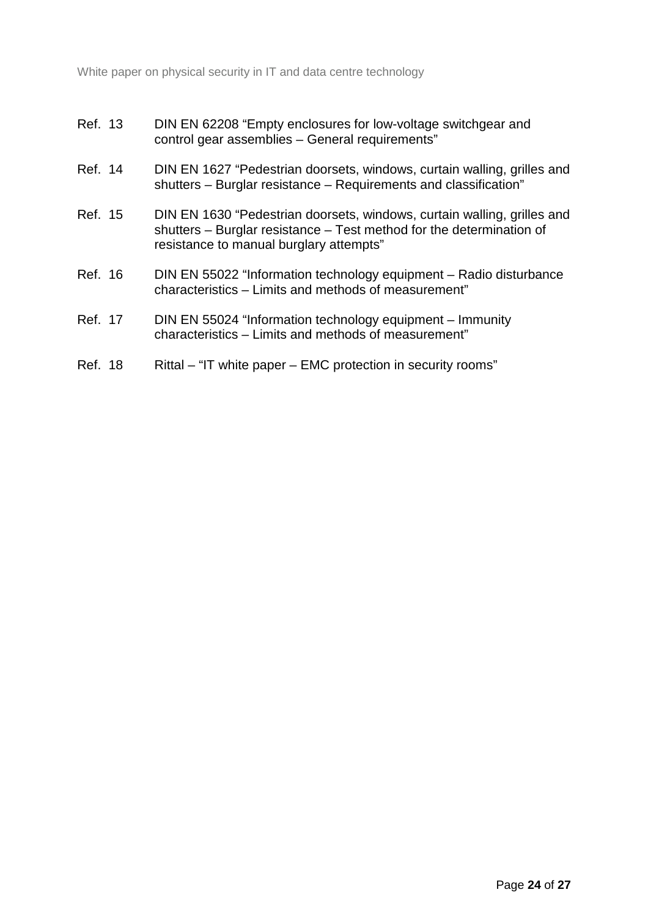Ref. 13 DIN EN 62208 “Empty enclosures for low-voltage switchgear and control gear assemblies – General requirements”

Ref. 14 DIN EN 1627 “Pedestrian doorsets, windows, curtain walling, grilles and shutters – Burglar resistance – Requirements and classification”

Ref. 15 DIN EN 1630 “Pedestrian doorsets, windows, curtain walling, grilles and shutters – Burglar resistance – Test method for the determination of resistance to manual burglary attempts”

Ref. 16 DIN EN 55022 “Information technology equipment – Radio disturbance characteristics – Limits and methods of measurement”

Ref. 17 DIN EN 55024 “Information technology equipment – Immunity characteristics – Limits and methods of measurement”

Ref. 18 Rittal – “IT white paper – EMC protection in security rooms”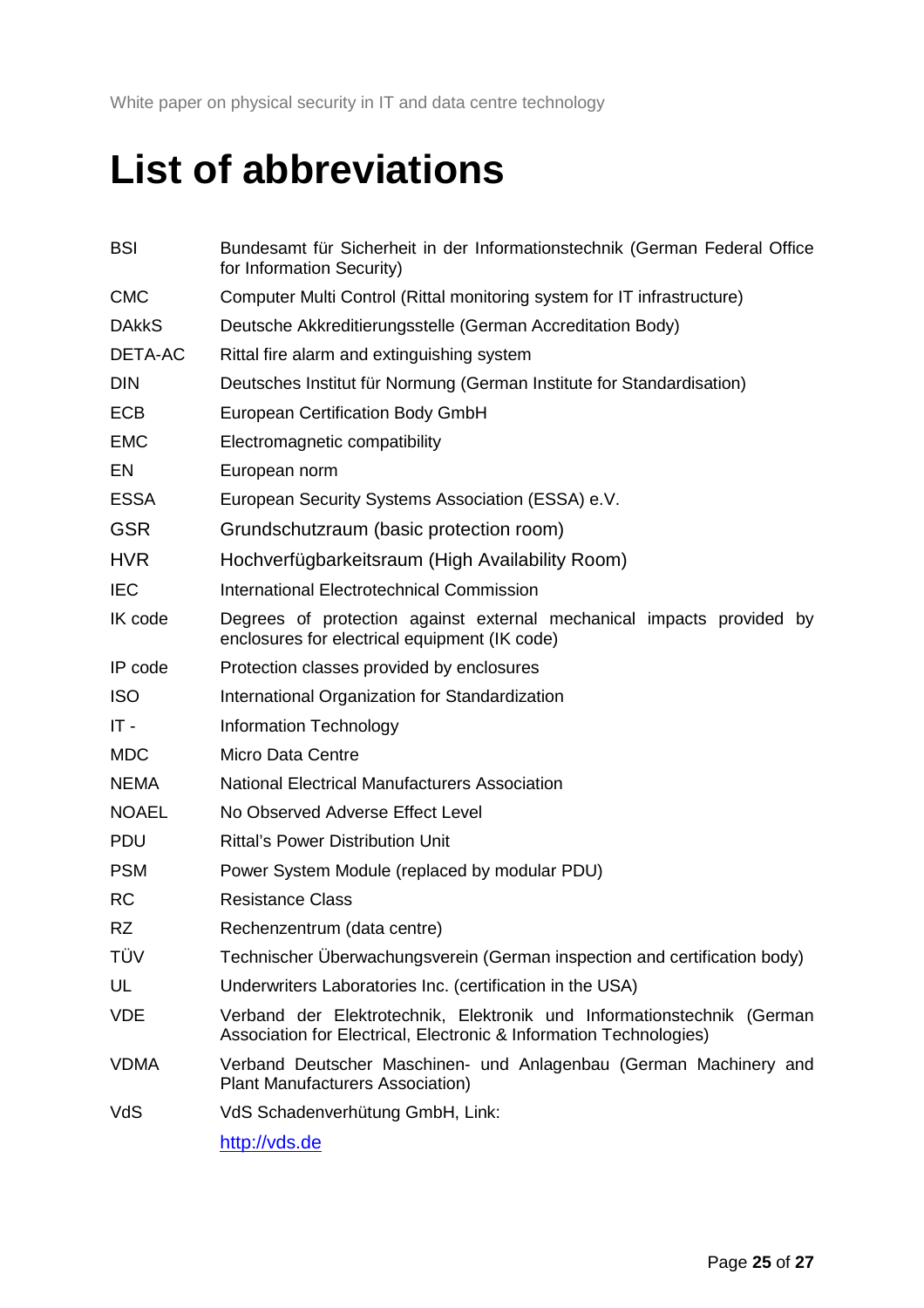# List of abbreviations

| | |
|---|---|
| BSI | Bundesamt für Sicherheit in der Informationstechnik (German Federal Office for Information Security) |
| CMC | Computer Multi Control (Rittal monitoring system for IT infrastructure) |
| DAkkS | Deutsche Akkreditierungsstelle (German Accreditation Body) |
| DETA-AC | Rittal fire alarm and extinguishing system |
| DIN | Deutsches Institut für Normung (German Institute for Standardisation) |
| ECB | European Certification Body GmbH |
| EMC | Electromagnetic compatibility |
| EN | European norm |
| ESSA | European Security Systems Association (ESSA) e.V. |
| GSR | Grundschutzraum (basic protection room) |
| HVR | Hochverfügbarkeitsraum (High Availability Room) |
| IEC | International Electrotechnical Commission |
| IK code | Degrees of protection against external mechanical impacts provided by enclosures for electrical equipment (IK code) |
| IP code | Protection classes provided by enclosures |
| ISO | International Organization for Standardization |
| IT - | Information Technology |
| MDC | Micro Data Centre |
| NEMA | National Electrical Manufacturers Association |
| NOAEL | No Observed Adverse Effect Level |
| PDU | Rittal's Power Distribution Unit |
| PSM | Power System Module (replaced by modular PDU) |
| RC | Resistance Class |
| RZ | Rechenzentrum (data centre) |
| TÜV | Technischer Überwachungsverein (German inspection and certification body) |
| UL | Underwriters Laboratories Inc. (certification in the USA) |
| VDE | Verband der Elektrotechnik, Elektronik und Informationstechnik (German Association for Electrical, Electronic & Information Technologies) |
| VDMA | Verband Deutscher Maschinen- und Anlagenbau (German Machinery and Plant Manufacturers Association) |
| VdS | VdS Schadenverhütung GmbH, Link: http://vds.de |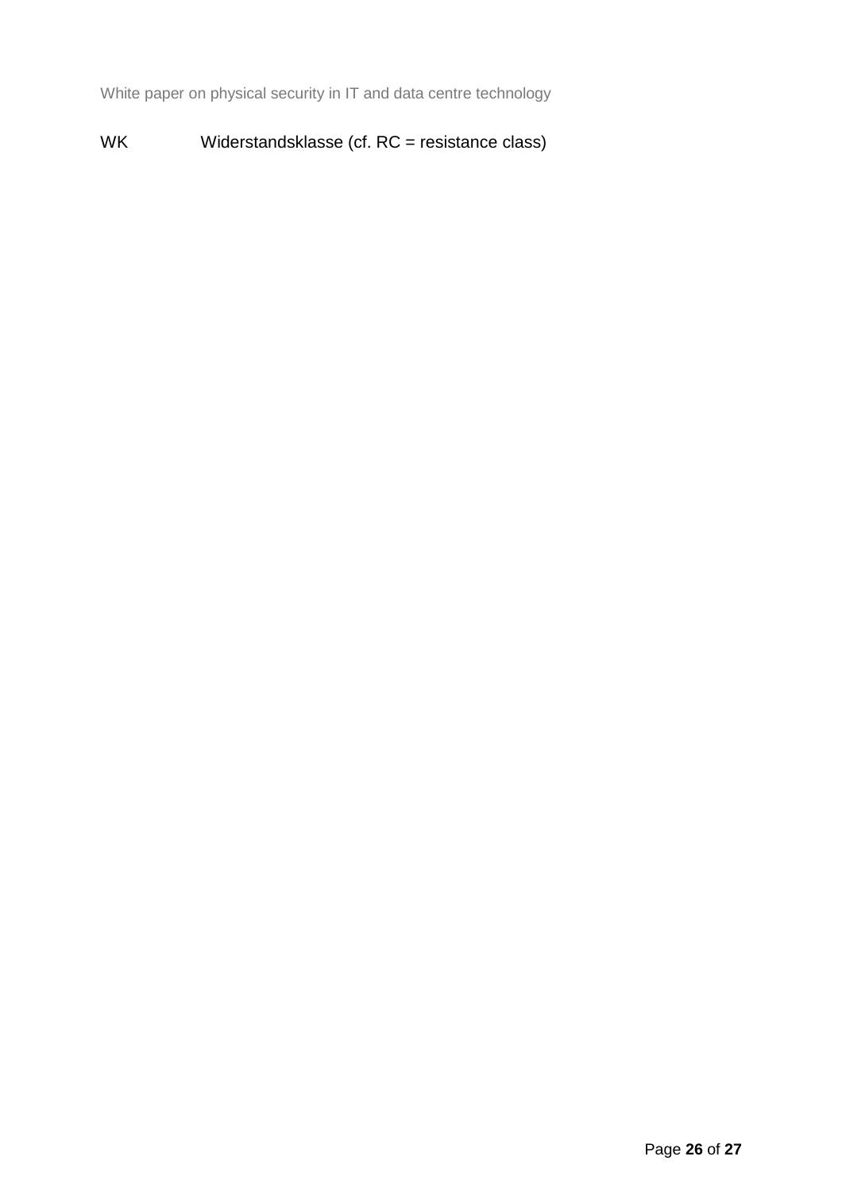WK Widerstandsklasse (cf. RC = resistance class)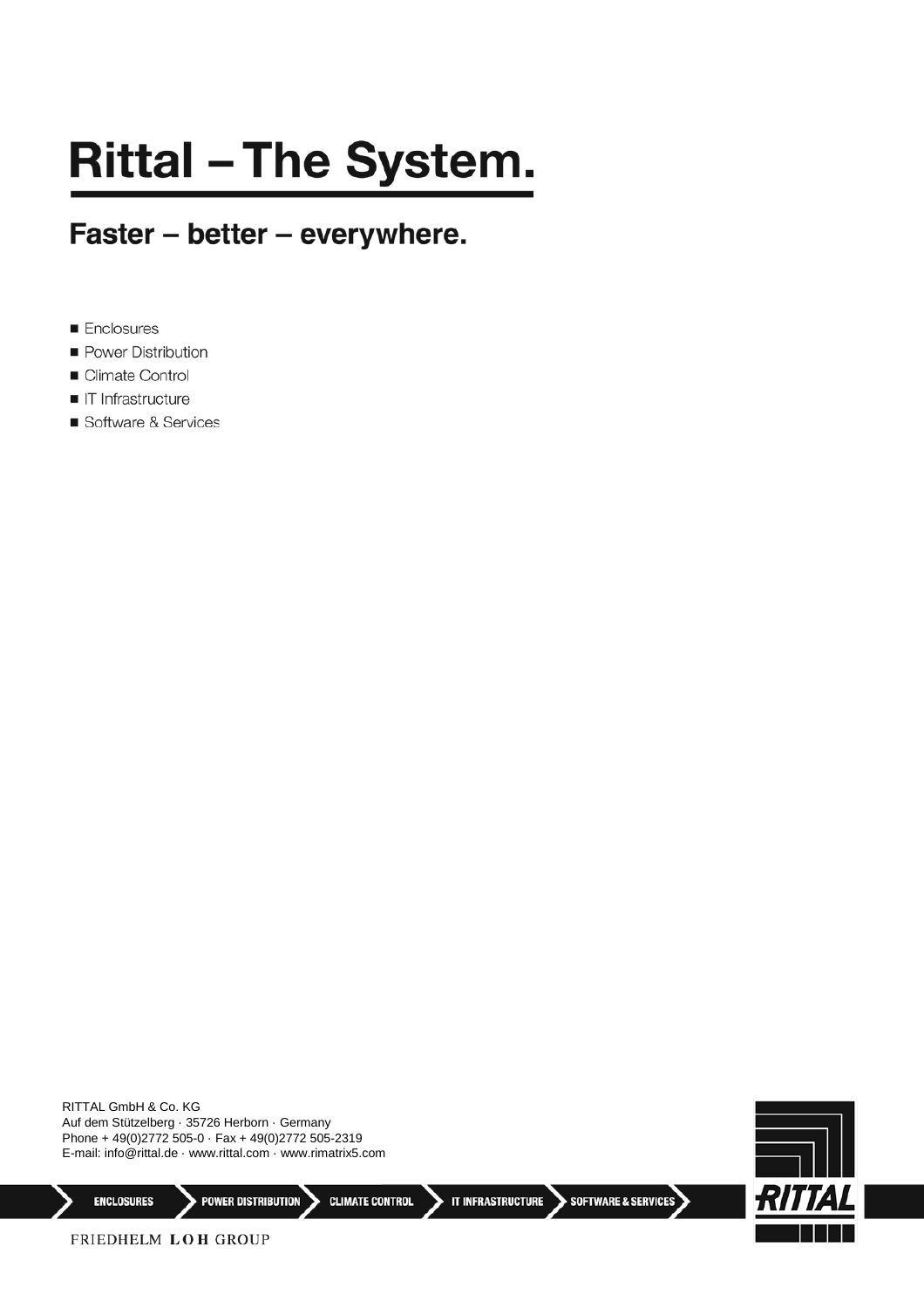# Rittal – The System.

## Faster – better – everywhere.

- Enclosures
- Power Distribution
- Climate Control
- IT Infrastructure
- Software & Services

RITTAL GmbH & Co. KG
Auf dem Stützelberg · 35726 Herborn · Germany
Phone + 49(0)2772 505-0 · Fax + 49(0)2772 505-2319
E-mail: info@rittal.de · www.rittal.com · www.rimatrix5.com

ENCLOSURES · POWER DISTRIBUTION · CLIMATE CONTROL · IT INFRASTRUCTURE · SOFTWARE & SERVICES

RITTAL

FRIEDHELM LOH GROUP